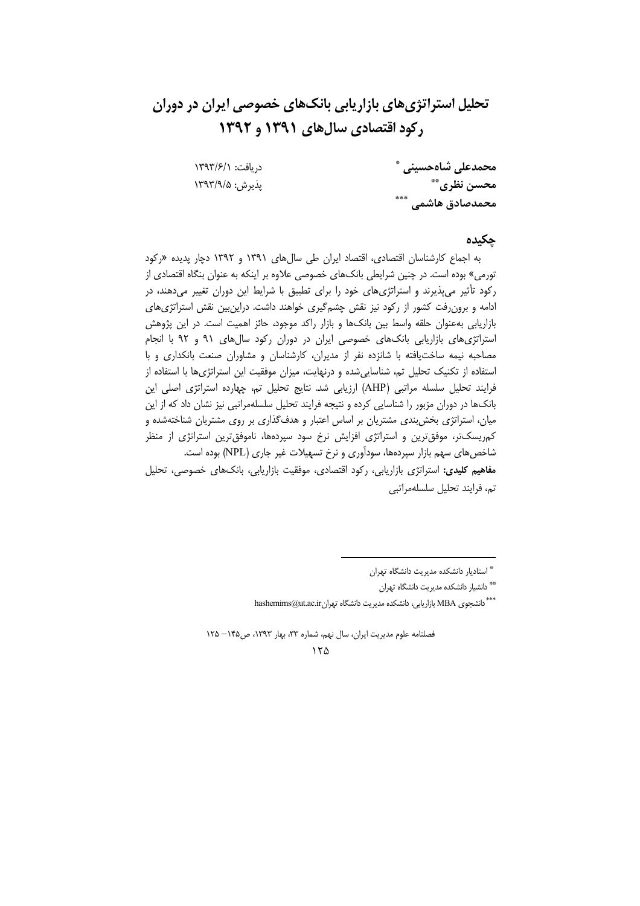# تحلیل استراتژی‌های بازاریابی بانک‌های خصوصی ایران در دوران رکود اقتصادی سال‌های ۱۳۹۱ و ۱۳۹۲

**محمدعلی شاه‌حسینی** [*]
**محسن نظری** [**]
**محمدصادق هاشمی** [***]

دریافت: ۱۳۹۳/۶/۱
پذیرش: ۱۳۹۳/۹/۵

## چکیده

به اجماع کارشناسان اقتصادی، اقتصاد ایران طی سال‌های ۱۳۹۱ و ۱۳۹۲ دچار پدیده «رکود تورمی» بوده است. در چنین شرایطی بانک‌های خصوصی علاوه بر اینکه به عنوان بنگاه اقتصادی از رکود تأثیر می‌پذیرند و استراتژی‌های خود را برای تطبیق با شرایط این دوران تغییر می‌دهند، در ادامه و برون‌رفت کشور از رکود نیز نقش چشم‌گیری خواهند داشت. دراین‌بین نقش استراتژی‌های بازاریابی به‌عنوان حلقه واسط بین بانک‌ها و بازار راکد موجود، حائز اهمیت است. در این پژوهش استراتژی‌های بازاریابی بانک‌های خصوصی ایران در دوران رکود سال‌های ۹۱ و ۹۲ با انجام مصاحبه نیمه ساخت‌یافته با شانزده نفر از مدیران، کارشناسان و مشاوران صنعت بانکداری و با استفاده از تکنیک تحلیل تم، شناسایی‌شده و درنهایت، میزان موفقیت این استراتژی‌ها با استفاده از فرایند تحلیل سلسله مراتبی (AHP) ارزیابی شد. نتایج تحلیل تم، چهارده استراتژی اصلی این بانک‌ها در دوران مزبور را شناسایی کرده و نتیجه فرایند تحلیل سلسله‌مراتبی نیز نشان داد که از این میان، استراتژی بخش‌بندی مشتریان بر اساس اعتبار و هدف‌گذاری بر روی مشتریان شناخته‌شده و کم‌ریسک‌تر، موفق‌ترین و استراتژی افزایش نرخ سود سپرده‌ها، ناموفق‌ترین استراتژی از منظر شاخص‌های سهم بازار سپرده‌ها، سودآوری و نرخ تسهیلات غیر جاری (NPL) بوده است.

**مفاهیم کلیدی:** استراتژی بازاریابی، رکود اقتصادی، موفقیت بازاریابی، بانک‌های خصوصی، تحلیل تم، فرایند تحلیل سلسله‌مراتبی

---

[*] استادیار دانشکده مدیریت دانشگاه تهران

[**] دانشیار دانشکده مدیریت دانشگاه تهران

[***] دانشجوی MBA بازاریابی، دانشکده مدیریت دانشگاه تهران hashemims@ut.ac.ir

فصلنامه علوم مدیریت ایران، سال نهم، شماره ۳۳، بهار ۱۳۹۳، ص۱۴۵– ۱۲۵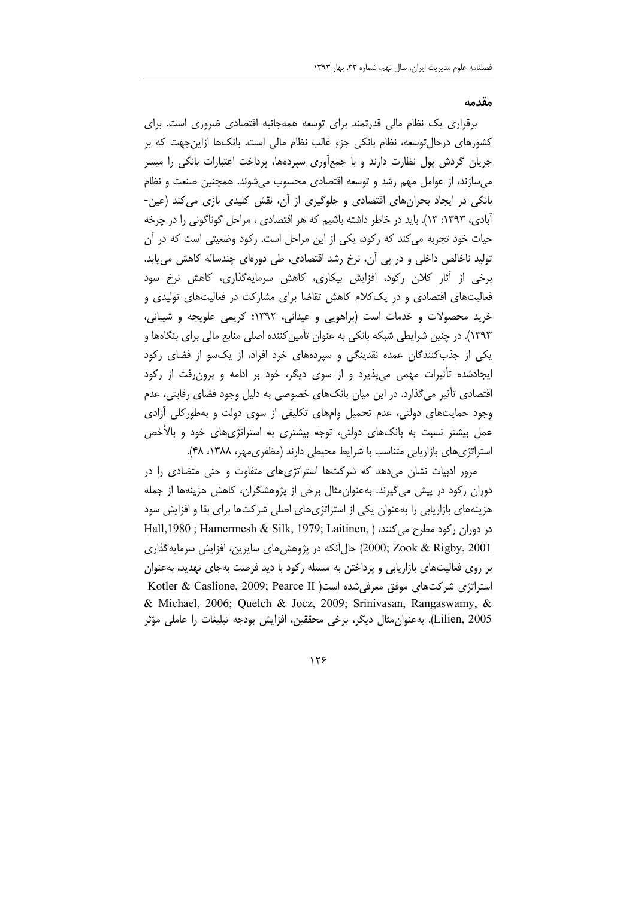## مقدمه

برقراری یک نظام مالی قدرتمند برای توسعه همه‌جانبه اقتصادی ضروری است. برای کشورهای درحال‌توسعه، نظام بانکی جزءِ غالب نظام مالی است. بانک‌ها ازاین‌جهت که بر جریان گردش پول نظارت دارند و با جمع‌آوری سپرده‌ها، پرداخت اعتبارات بانکی را میسر می‌سازند، از عوامل مهم رشد و توسعه اقتصادی محسوب می‌شوند. همچنین صنعت و نظام بانکی در ایجاد بحران‌های اقتصادی و جلوگیری از آن، نقش کلیدی بازی می‌کند (عین-آبادی، ۱۳۹۳: ۱۳). باید در خاطر داشته باشیم که هر اقتصادی ، مراحل گوناگونی را در چرخه حیات خود تجربه می‌کند که رکود، یکی از این مراحل است. رکود وضعیتی است که در آن تولید ناخالص داخلی و در پی آن، نرخ رشد اقتصادی، طی دوره‌ای چندساله کاهش می‌یابد. برخی از آثار کلان رکود، افزایش بیکاری، کاهش سرمایه‌گذاری، کاهش نرخ سود فعالیت‌های اقتصادی و در یک‌کلام کاهش تقاضا برای مشارکت در فعالیت‌های تولیدی و خرید محصولات و خدمات است (براهویی و عیدانی، ۱۳۹۲؛ کریمی علویجه و شیبانی، ۱۳۹۳). در چنین شرایطی شبکه بانکی به عنوان تأمین‌کننده اصلی منابع مالی برای بنگاه‌ها و یکی از جذب‌کنندگان عمده نقدینگی و سپرده‌های خرد افراد، از یک‌سو از فضای رکود ایجادشده تأثیرات مهمی می‌پذیرد و از سوی دیگر، خود بر ادامه و برون‌رفت از رکود اقتصادی تأثیر می‌گذارد. در این میان بانک‌های خصوصی به دلیل وجود فضای رقابتی، عدم وجود حمایت‌های دولتی، عدم تحمیل وام‌های تکلیفی از سوی دولت و به‌طورکلی آزادی عمل بیشتر نسبت به بانک‌های دولتی، توجه بیشتری به استراتژی‌های خود و بالأخص استراتژی‌های بازاریابی متناسب با شرایط محیطی دارند (مظفری‌مهر، ۱۳۸۸، ۴۸).

مرور ادبیات نشان می‌دهد که شرکت‌ها استراتژی‌های متفاوت و حتی متضادی را در دوران رکود در پیش می‌گیرند. به‌عنوان‌مثال برخی از پژوهشگران، کاهش هزینه‌ها از جمله هزینه‌های بازاریابی را به‌عنوان یکی از استراتژی‌های اصلی شرکت‌ها برای بقا و افزایش سود در دوران رکود مطرح می‌کنند، (Hall,1980 ; Hamermesh & Silk, 1979; Laitinen, 2000; Zook & Rigby, 2001) حال‌آنکه در پژوهش‌های سایرین، افزایش سرمایه‌گذاری بر روی فعالیت‌های بازاریابی و پرداختن به مسئله رکود با دید فرصت به‌جای تهدید، به‌عنوان استراتژی شرکت‌های موفق معرفی‌شده است( Kotler & Caslione, 2009; Pearce II & Michael, 2006; Quelch & Jocz, 2009; Srinivasan, Rangaswamy, & Lilien, 2005). به‌عنوان‌مثال دیگر، برخی محققین، افزایش بودجه تبلیغات را عاملی مؤثر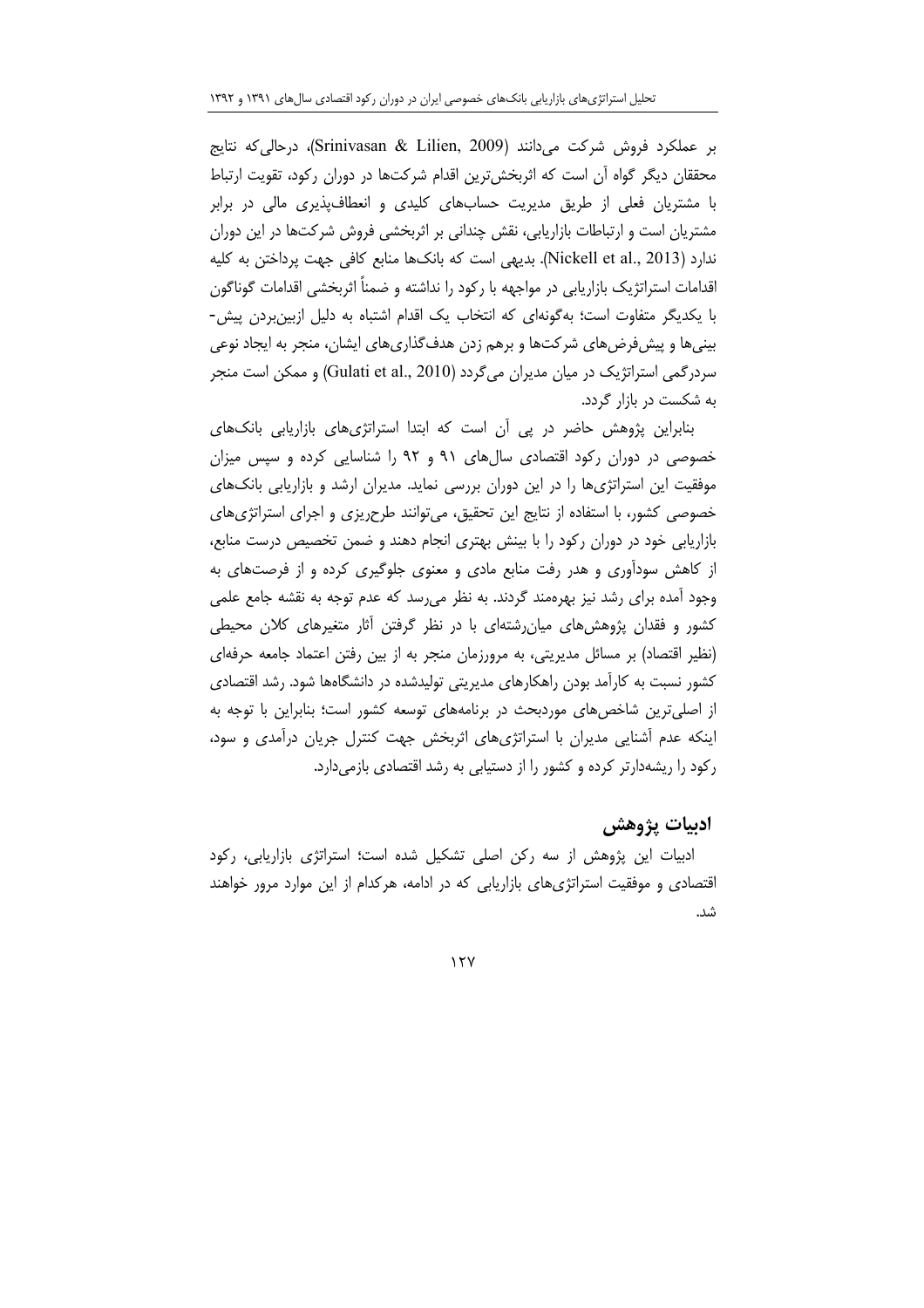بر عملکرد فروش شرکت می‌دانند (Srinivasan & Lilien, 2009)، درحالی‌که نتایج محققان دیگر گواه آن است که اثربخش‌ترین اقدام شرکت‌ها در دوران رکود، تقویت ارتباط با مشتریان فعلی از طریق مدیریت حساب‌های کلیدی و انعطاف‌پذیری مالی در برابر مشتریان است و ارتباطات بازاریابی، نقش چندانی بر اثربخشی فروش شرکت‌ها در این دوران ندارد (Nickell et al., 2013). بدیهی است که بانک‌ها منابع کافی جهت پرداختن به کلیه اقدامات استراتژیک بازاریابی در مواجهه با رکود را نداشته و ضمناً اثربخشی اقدامات گوناگون با یکدیگر متفاوت است؛ به‌گونه‌ای که انتخاب یک اقدام اشتباه به دلیل ازبین‌بردن پیش‌بینی‌ها و پیش‌فرض‌های شرکت‌ها و برهم زدن هدف‌گذاری‌های ایشان، منجر به ایجاد نوعی سردرگمی استراتژیک در میان مدیران می‌گردد (Gulati et al., 2010) و ممکن است منجر به شکست در بازار گردد.

بنابراین پژوهش حاضر در پی آن است که ابتدا استراتژی‌های بازاریابی بانک‌های خصوصی در دوران رکود اقتصادی سال‌های ۹۱ و ۹۲ را شناسایی کرده و سپس میزان موفقیت این استراتژی‌ها را در این دوران بررسی نماید. مدیران ارشد و بازاریابی بانک‌های خصوصی کشور، با استفاده از نتایج این تحقیق، می‌توانند طرح‌ریزی و اجرای استراتژی‌های بازاریابی خود در دوران رکود را با بینش بهتری انجام دهند و ضمن تخصیص درست منابع، از کاهش سودآوری و هدر رفت منابع مادی و معنوی جلوگیری کرده و از فرصت‌های به وجود آمده برای رشد نیز بهره‌مند گردند. به نظر می‌رسد که عدم توجه به نقشه جامع علمی کشور و فقدان پژوهش‌های میان‌رشته‌ای با در نظر گرفتن آثار متغیرهای کلان محیطی (نظیر اقتصاد) بر مسائل مدیریتی، به مرورزمان منجر به از بین رفتن اعتماد جامعه حرفه‌ای کشور نسبت به کارآمد بودن راهکارهای مدیریتی تولیدشده در دانشگاه‌ها شود. رشد اقتصادی از اصلی‌ترین شاخص‌های موردبحث در برنامه‌های توسعه کشور است؛ بنابراین با توجه به اینکه عدم آشنایی مدیران با استراتژی‌های اثربخش جهت کنترل جریان درآمدی و سود، رکود را ریشه‌دارتر کرده و کشور را از دستیابی به رشد اقتصادی بازمی‌دارد.

## ادبیات پژوهش

ادبیات این پژوهش از سه رکن اصلی تشکیل شده است؛ استراتژی بازاریابی، رکود اقتصادی و موفقیت استراتژی‌های بازاریابی که در ادامه، هرکدام از این موارد مرور خواهند شد.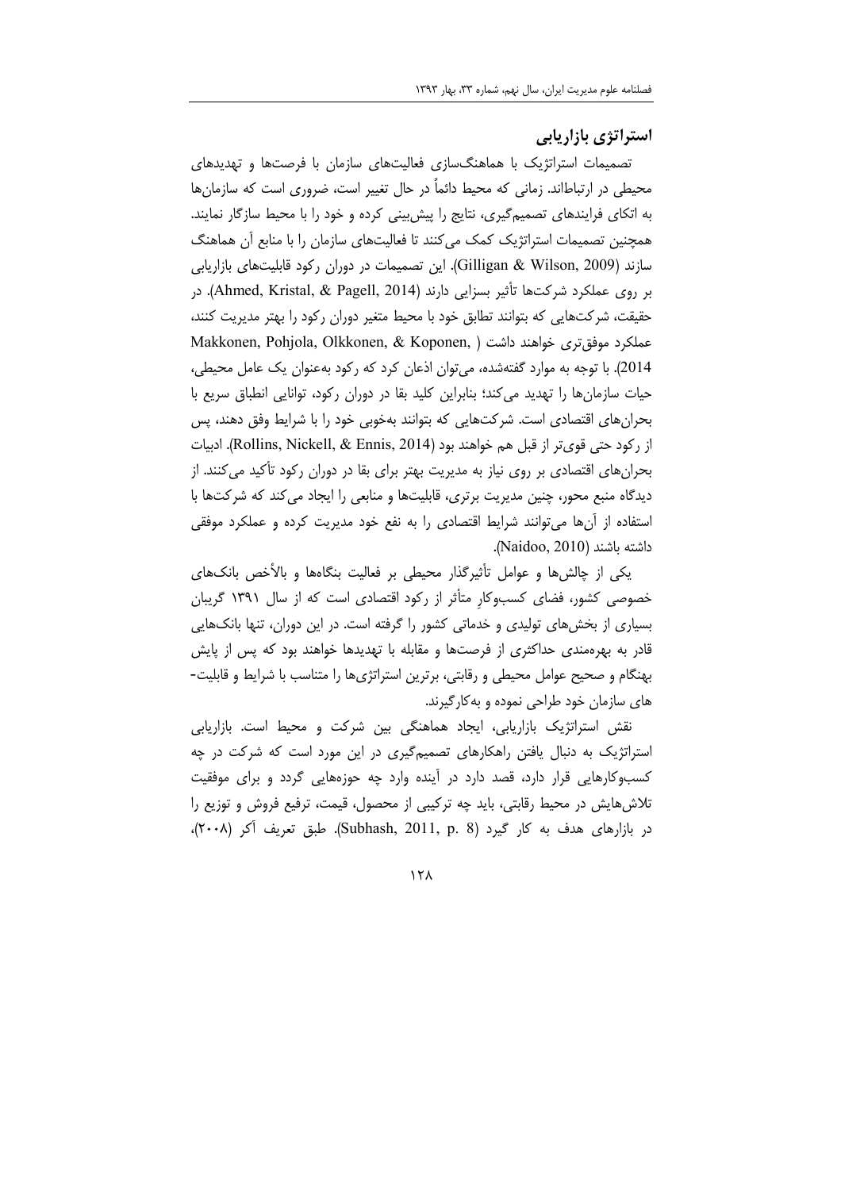### استراتژی بازاریابی

تصمیمات استراتژیک با هماهنگ‌سازی فعالیت‌های سازمان با فرصت‌ها و تهدیدهای محیطی در ارتباط‌اند. زمانی که محیط دائماً در حال تغییر است، ضروری است که سازمان‌ها به اتکای فرایندهای تصمیم‌گیری، نتایج را پیش‌بینی کرده و خود را با محیط سازگار نمایند. همچنین تصمیمات استراتژیک کمک می‌کنند تا فعالیت‌های سازمان را با منابع آن هماهنگ سازند (Gilligan & Wilson, 2009). این تصمیمات در دوران رکود قابلیت‌های بازاریابی بر روی عملکرد شرکت‌ها تأثیر بسزایی دارند (Ahmed, Kristal, & Pagell, 2014). در حقیقت، شرکت‌هایی که بتوانند تطابق خود با محیط متغیر دوران رکود را بهتر مدیریت کنند، عملکرد موفق‌تری خواهند داشت (Makkonen, Pohjola, Olkkonen, & Koponen, 2014). با توجه به موارد گفته‌شده، می‌توان اذعان کرد که رکود به‌عنوان یک عامل محیطی، حیات سازمان‌ها را تهدید می‌کند؛ بنابراین کلید بقا در دوران رکود، توانایی انطباق سریع با بحران‌های اقتصادی است. شرکت‌هایی که بتوانند به‌خوبی خود را با شرایط وفق دهند، پس از رکود حتی قوی‌تر از قبل هم خواهند بود (Rollins, Nickell, & Ennis, 2014). ادبیات بحران‌های اقتصادی بر روی نیاز به مدیریت بهتر برای بقا در دوران رکود تأکید می‌کنند. از دیدگاه منبع محور، چنین مدیریت برتری، قابلیت‌ها و منابعی را ایجاد می‌کند که شرکت‌ها با استفاده از آن‌ها می‌توانند شرایط اقتصادی را به نفع خود مدیریت کرده و عملکرد موفقی داشته باشند (Naidoo, 2010).

یکی از چالش‌ها و عوامل تأثیرگذار محیطی بر فعالیت بنگاه‌ها و بالأخص بانک‌های خصوصی کشور، فضای کسب‌وکارِ متأثر از رکود اقتصادی است که از سال ۱۳۹۱ گریبان بسیاری از بخش‌های تولیدی و خدماتی کشور را گرفته است. در این دوران، تنها بانک‌هایی قادر به بهره‌مندی حداکثری از فرصت‌ها و مقابله با تهدیدها خواهند بود که پس از پایش بهنگام و صحیح عوامل محیطی و رقابتی، برترین استراتژی‌ها را متناسب با شرایط و قابلیت‌های سازمان خود طراحی نموده و به‌کارگیرند.

نقش استراتژیک بازاریابی، ایجاد هماهنگی بین شرکت و محیط است. بازاریابی استراتژیک به دنبال یافتن راهکارهای تصمیم‌گیری در این مورد است که شرکت در چه کسب‌وکارهایی قرار دارد، قصد دارد در آینده وارد چه حوزه‌هایی گردد و برای موفقیت تلاش‌هایش در محیط رقابتی، باید چه ترکیبی از محصول، قیمت، ترفیع فروش و توزیع را در بازارهای هدف به کار گیرد (Subhash, 2011, p. 8). طبق تعریف آکر (۲۰۰۸)،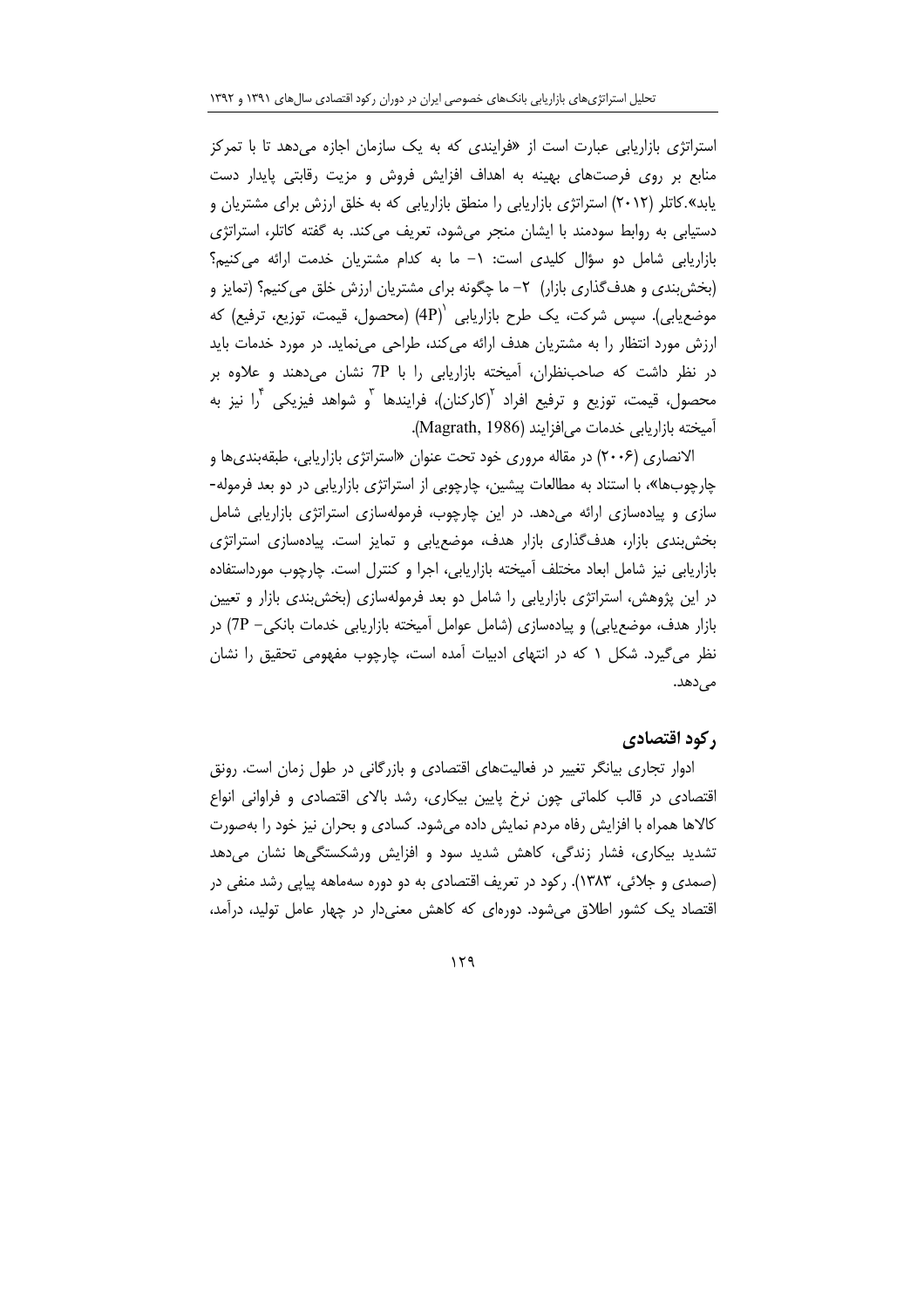استراتژی بازاریابی عبارت است از «فرایندی که به یک سازمان اجازه می‌دهد تا با تمرکز منابع بر روی فرصت‌های بهینه به اهداف افزایش فروش و مزیت رقابتی پایدار دست یابد».کاتلر (۲۰۱۲) استراتژی بازاریابی را منطق بازاریابی که به خلق ارزش برای مشتریان و دستیابی به روابط سودمند با ایشان منجر می‌شود، تعریف می‌کند. به گفته کاتلر، استراتژی بازاریابی شامل دو سؤال کلیدی است: ۱- ما به کدام مشتریان خدمت ارائه می‌کنیم؟ (بخش‌بندی و هدف‌گذاری بازار) ۲- ما چگونه برای مشتریان ارزش خلق می‌کنیم؟ (تمایز و موضع‌یابی). سپس شرکت، یک طرح بازاریابی [1](4P) (محصول، قیمت، توزیع، ترفیع) که ارزش مورد انتظار را به مشتریان هدف ارائه می‌کند، طراحی می‌نماید. در مورد خدمات باید در نظر داشت که صاحب‌نظران، آمیخته بازاریابی را با 7P نشان می‌دهند و علاوه بر محصول، قیمت، توزیع و ترفیع افراد [2](کارکنان)، فرایندها [3]و شواهد فیزیکی [4]را نیز به آمیخته بازاریابی خدمات می‌افزایند (Magrath, 1986).

الانصاری (۲۰۰۶) در مقاله مروری خود تحت عنوان «استراتژی بازاریابی، طبقه‌بندی‌ها و چارچوب‌ها»، با استناد به مطالعات پیشین، چارچوبی از استراتژی بازاریابی در دو بعد فرموله‌سازی و پیاده‌سازی ارائه می‌دهد. در این چارچوب، فرموله‌سازی استراتژی بازاریابی شامل بخش‌بندی بازار، هدف‌گذاری بازار هدف، موضع‌یابی و تمایز است. پیاده‌سازی استراتژی بازاریابی نیز شامل ابعاد مختلف آمیخته بازاریابی، اجرا و کنترل است. چارچوب مورداستفاده در این پژوهش، استراتژی بازاریابی را شامل دو بعد فرموله‌سازی (بخش‌بندی بازار و تعیین بازار هدف، موضع‌یابی) و پیاده‌سازی (شامل عوامل آمیخته بازاریابی خدمات بانکی- 7P) در نظر می‌گیرد. شکل ۱ که در انتهای ادبیات آمده است، چارچوب مفهومی تحقیق را نشان می‌دهد.

## رکود اقتصادی

ادوار تجاری بیانگر تغییر در فعالیت‌های اقتصادی و بازرگانی در طول زمان است. رونق اقتصادی در قالب کلماتی چون نرخ پایین بیکاری، رشد بالای اقتصادی و فراوانی انواع کالاها همراه با افزایش رفاه مردم نمایش داده می‌شود. کسادی و بحران نیز خود را به‌صورت تشدید بیکاری، فشار زندگی، کاهش شدید سود و افزایش ورشکستگی‌ها نشان می‌دهد (صمدی و جلائی، ۱۳۸۳). رکود در تعریف اقتصادی به دو دوره سه‌ماهه پیاپی رشد منفی در اقتصاد یک کشور اطلاق می‌شود. دوره‌ای که کاهش معنی‌دار در چهار عامل تولید، درآمد،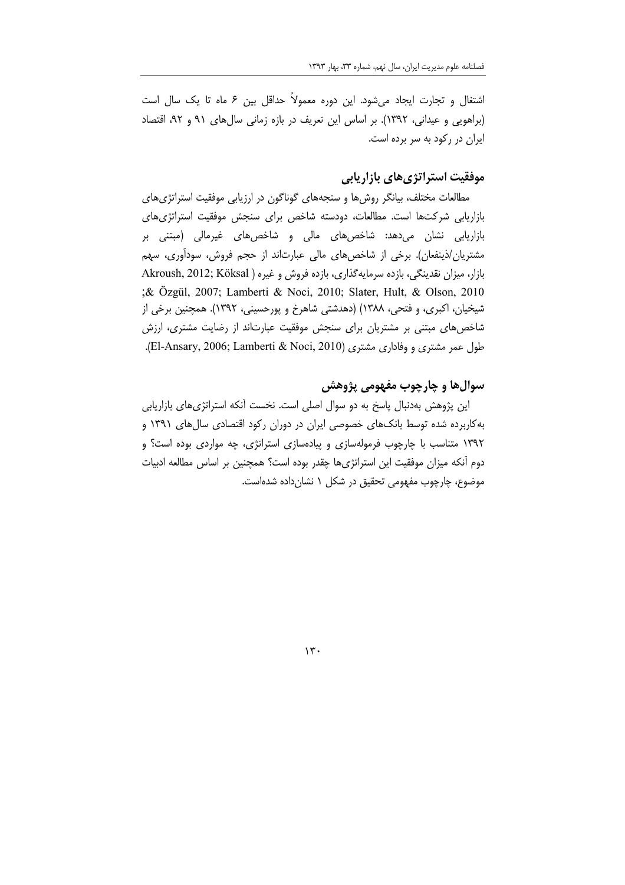اشتغال و تجارت ایجاد می‌شود. این دوره معمولاً حداقل بین ۶ ماه تا یک سال است (براهویی و عیدانی، ۱۳۹۲). بر اساس این تعریف در بازه زمانی سال‌های ۹۱ و ۹۲، اقتصاد ایران در رکود به سر برده است.

## موفقیت استراتژی‌های بازاریابی

مطالعات مختلف، بیانگر روش‌ها و سنجه‌های گوناگون در ارزیابی موفقیت استراتژی‌های بازاریابی شرکت‌ها است. مطالعات، دودسته شاخص برای سنجش موفقیت استراتژی‌های بازاریابی نشان می‌دهد: شاخص‌های مالی و شاخص‌های غیرمالی (مبتنی بر مشتریان/ذینفعان). برخی از شاخص‌های مالی عبارت‌اند از حجم فروش، سودآوری، سهم بازار، میزان نقدینگی، بازده سرمایه‌گذاری، بازده فروش و غیره ( Akroush, 2012; Köksal & Özgül, 2007; Lamberti & Noci, 2010; Slater, Hult, & Olson, 2010; شیخیان، اکبری، و فتحی، ۱۳۸۸) (دهدشتی شاهرخ و پورحسینی، ۱۳۹۲). همچنین برخی از شاخص‌های مبتنی بر مشتریان برای سنجش موفقیت عبارت‌اند از رضایت مشتری، ارزش طول عمر مشتری و وفاداری مشتری (El-Ansary, 2006; Lamberti & Noci, 2010).

## سوال‌ها و چارچوب مفهومی پژوهش

این پژوهش به‌دنبال پاسخ به دو سوال اصلی است. نخست آنکه استراتژی‌های بازاریابی به‌کاربرده شده توسط بانک‌های خصوصی ایران در دوران رکود اقتصادی سال‌های ۱۳۹۱ و ۱۳۹۲ متناسب با چارچوب فرموله‌سازی و پیاده‌سازی استراتژی، چه مواردی بوده است؟ و دوم آنکه میزان موفقیت این استراتژی‌ها چقدر بوده است؟ همچنین بر اساس مطالعه ادبیات موضوع، چارچوب مفهومی تحقیق در شکل ۱ نشان‌داده شده‌است.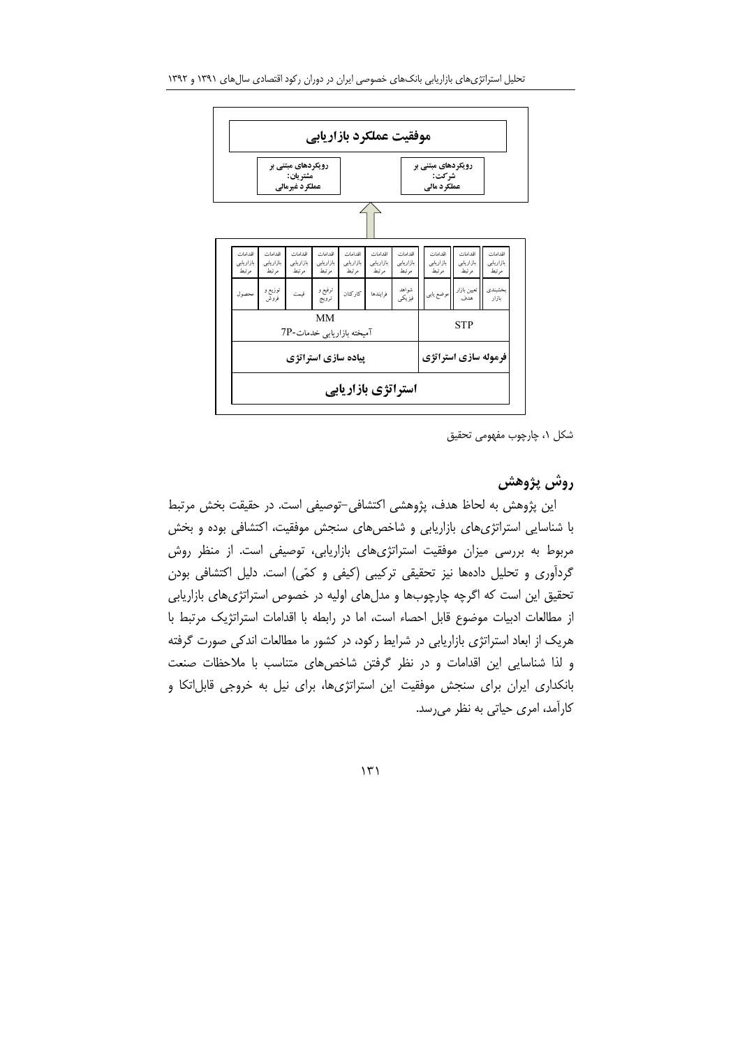موفقیت عملکرد بازاریابی

| رویکردهای مبتنی بر شرکت: عملکرد مالی | رویکردهای مبتنی بر مشتریان: عملکرد غیرمالی |
| --- | --- |

| اقدامات بازاریابی مرتبط | اقدامات بازاریابی مرتبط | اقدامات بازاریابی مرتبط | اقدامات بازاریابی مرتبط | اقدامات بازاریابی مرتبط | اقدامات بازاریابی مرتبط | اقدامات بازاریابی مرتبط | اقدامات بازاریابی مرتبط | اقدامات بازاریابی مرتبط | اقدامات بازاریابی مرتبط |
| --- | --- | --- | --- | --- | --- | --- | --- | --- | --- |
| بخشبندی بازار | تعیین بازار هدف | موضع یابی | شواهد فیزیکی | فرایندها | کارکنان | ترفیع و ترویج | قیمت | توزیع و فروش | محصول |
| STP | | | MM آمیخته بازاریابی خدمات-7P | | | | | | |
| فرموله سازی استراتژی | | | پیاده سازی استراتژی | | | | | | |
| استراتژی بازاریابی | | | | | | | | | |

شکل ۱، چارچوب مفهومی تحقیق

## روش پژوهش

این پژوهش به لحاظ هدف، پژوهشی اکتشافی–توصیفی است. در حقیقت بخش مرتبط با شناسایی استراتژی‌های بازاریابی و شاخص‌های سنجش موفقیت، اکتشافی بوده و بخش مربوط به بررسی میزان موفقیت استراتژی‌های بازاریابی، توصیفی است. از منظر روش گردآوری و تحلیل داده‌ها نیز تحقیقی ترکیبی (کیفی و کمّی) است. دلیل اکتشافی بودن تحقیق این است که اگرچه چارچوب‌ها و مدل‌های اولیه در خصوص استراتژی‌های بازاریابی از مطالعات ادبیات موضوع قابل احصاء است، اما در رابطه با اقدامات استراتژیک مرتبط با هریک از ابعاد استراتژی بازاریابی در شرایط رکود، در کشور ما مطالعات اندکی صورت گرفته و لذا شناسایی این اقدامات و در نظر گرفتن شاخص‌های متناسب با ملاحظات صنعت بانکداری ایران برای سنجش موفقیت این استراتژی‌ها، برای نیل به خروجی قابل‌اتکا و کارآمد، امری حیاتی به نظر می‌رسد.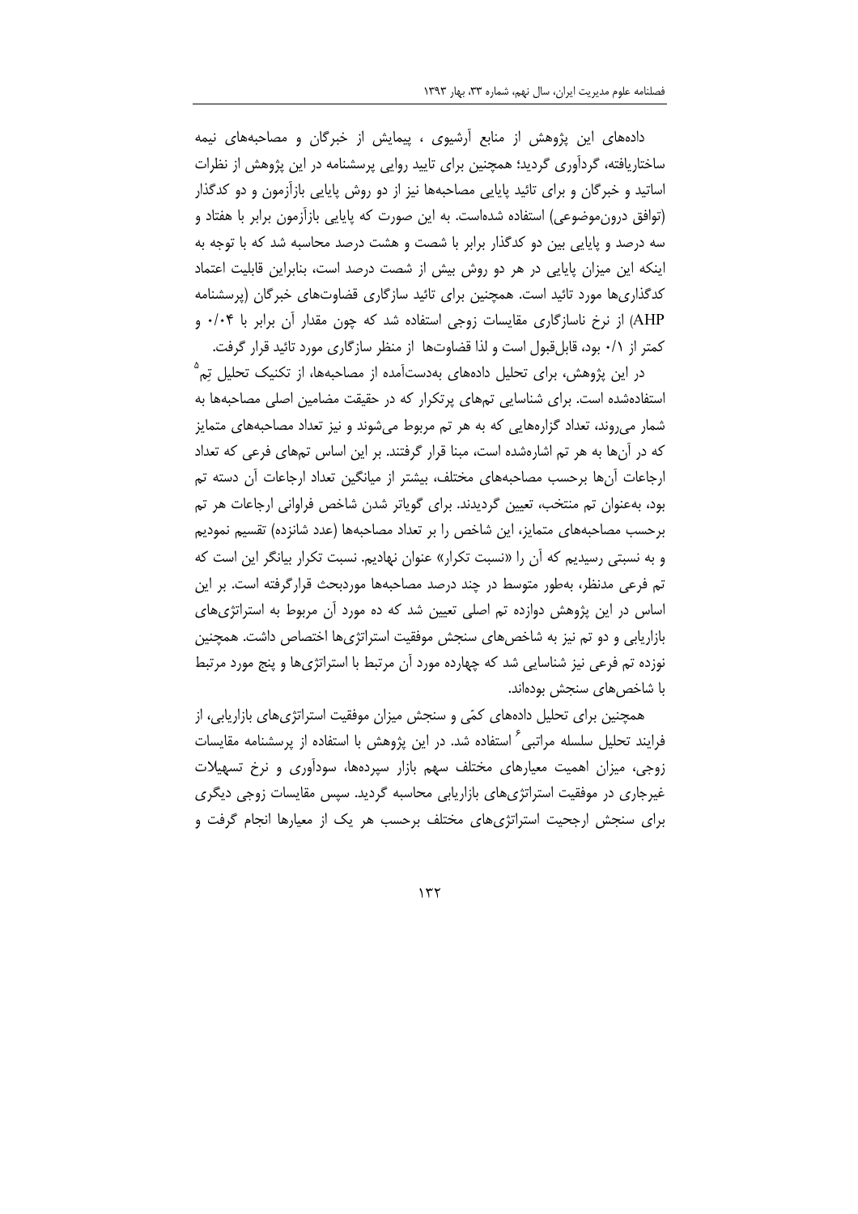داده‌های این پژوهش از منابع آرشیوی ، پیمایش از خبرگان و مصاحبه‌های نیمه ساختاریافته، گردآوری گردید؛ همچنین برای تایید روایی پرسشنامه در این پژوهش از نظرات اساتید و خبرگان و برای تائید پایایی مصاحبه‌ها نیز از دو روش پایایی بازآزمون و دو کدگذار (توافق درون‌موضوعی) استفاده شده‌است. به این صورت که پایایی بازآزمون برابر با هفتاد و سه درصد و پایایی بین دو کدگذار برابر با شصت و هشت درصد محاسبه شد که با توجه به اینکه این میزان پایایی در هر دو روش بیش از شصت درصد است، بنابراین قابلیت اعتماد کدگذاری‌ها مورد تائید است. همچنین برای تائید سازگاری قضاوت‌های خبرگان (پرسشنامه AHP) از نرخ ناسازگاری مقایسات زوجی استفاده شد که چون مقدار آن برابر با ۰/۰۴ و کمتر از ۰/۱ بود، قابل‌قبول است و لذا قضاوت‌ها از منظر سازگاری مورد تائید قرار گرفت.

در این پژوهش، برای تحلیل داده‌های به‌دست‌آمده از مصاحبه‌ها، از تکنیک تحلیل تِم[5] استفاده‌شده است. برای شناسایی تم‌های پرتکرار که در حقیقت مضامین اصلی مصاحبه‌ها به شمار می‌روند، تعداد گزاره‌هایی که به هر تم مربوط می‌شوند و نیز تعداد مصاحبه‌های متمایز که در آن‌ها به هر تم اشاره‌شده است، مبنا قرار گرفتند. بر این اساس تم‌های فرعی که تعداد ارجاعات آن‌ها برحسب مصاحبه‌های مختلف، بیشتر از میانگین تعداد ارجاعات آن دسته تم بود، به‌عنوان تم منتخب، تعیین گردیدند. برای گویاتر شدن شاخص فراوانی ارجاعات هر تم برحسب مصاحبه‌های متمایز، این شاخص را بر تعداد مصاحبه‌ها (عدد شانزده) تقسیم نمودیم و به نسبتی رسیدیم که آن را «نسبت تکرار» عنوان نهادیم. نسبت تکرار بیانگر این است که تم فرعی مدنظر، به‌طور متوسط در چند درصد مصاحبه‌ها موردبحث قرارگرفته است. بر این اساس در این پژوهش دوازده تم اصلی تعیین شد که ده مورد آن مربوط به استراتژی‌های بازاریابی و دو تم نیز به شاخص‌های سنجش موفقیت استراتژی‌ها اختصاص داشت. همچنین نوزده تم فرعی نیز شناسایی شد که چهارده مورد آن مرتبط با استراتژی‌ها و پنج مورد مرتبط با شاخص‌های سنجش بوده‌اند.

همچنین برای تحلیل داده‌های کمّی و سنجش میزان موفقیت استراتژی‌های بازاریابی، از فرایند تحلیل سلسله مراتبی[6] استفاده شد. در این پژوهش با استفاده از پرسشنامه مقایسات زوجی، میزان اهمیت معیارهای مختلف سهم بازار سپرده‌ها، سودآوری و نرخ تسهیلات غیرجاری در موفقیت استراتژی‌های بازاریابی محاسبه گردید. سپس مقایسات زوجی دیگری برای سنجش ارجحیت استراتژی‌های مختلف برحسب هر یک از معیارها انجام گرفت و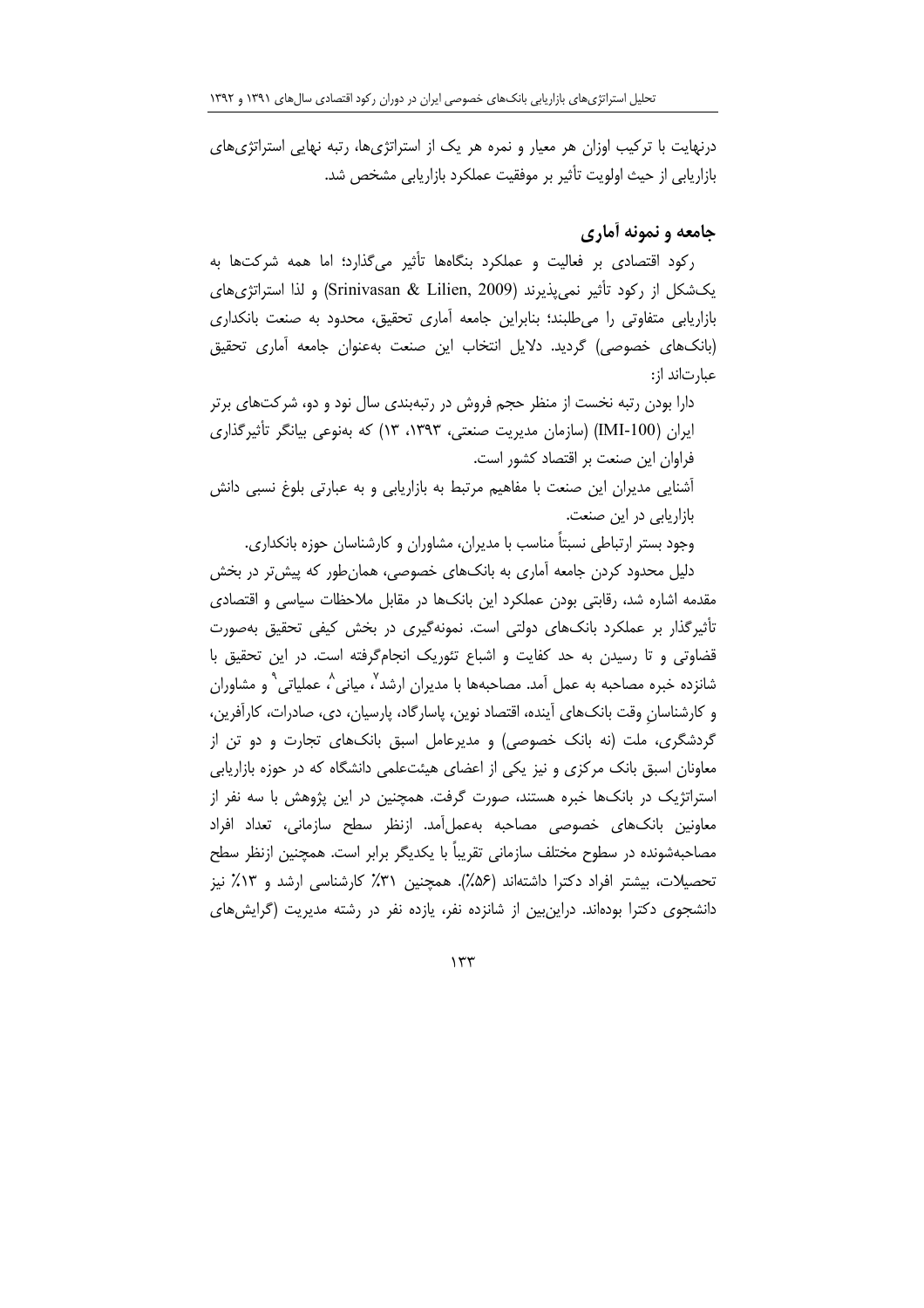درنهایت با ترکیب اوزان هر معیار و نمره هر یک از استراتژی‌ها، رتبه نهایی استراتژی‌های بازاریابی از حیث اولویت تأثیر بر موفقیت عملکرد بازاریابی مشخص شد.

## جامعه و نمونه آماری

رکود اقتصادی بر فعالیت و عملکرد بنگاه‌ها تأثیر می‌گذارد؛ اما همه شرکت‌ها به یک‌شکل از رکود تأثیر نمی‌پذیرند (Srinivasan & Lilien, 2009) و لذا استراتژی‌های بازاریابی متفاوتی را می‌طلبند؛ بنابراین جامعه آماری تحقیق، محدود به صنعت بانکداری (بانک‌های خصوصی) گردید. دلایل انتخاب این صنعت به‌عنوان جامعه آماری تحقیق عبارت‌اند از:

دارا بودن رتبه نخست از منظر حجم فروش در رتبه‌بندی سال نود و دو، شرکت‌های برتر ایران (IMI-100) (سازمان مدیریت صنعتی، ۱۳۹۳، ۱۳) که به‌نوعی بیانگر تأثیرگذاری فراوان این صنعت بر اقتصاد کشور است.

آشنایی مدیران این صنعت با مفاهیم مرتبط به بازاریابی و به عبارتی بلوغ نسبی دانش بازاریابی در این صنعت.

وجود بستر ارتباطی نسبتاً مناسب با مدیران، مشاوران و کارشناسان حوزه بانکداری.

دلیل محدود کردن جامعه آماری به بانک‌های خصوصی، همان‌طور که پیش‌تر در بخش مقدمه اشاره شد، رقابتی بودن عملکرد این بانک‌ها در مقابل ملاحظات سیاسی و اقتصادی تأثیرگذار بر عملکرد بانک‌های دولتی است. نمونه‌گیری در بخش کیفی تحقیق به‌صورت قضاوتی و تا رسیدن به حد کفایت و اشباع تئوریک انجام‌گرفته است. در این تحقیق با شانزده خبره مصاحبه به عمل آمد. مصاحبه‌ها با مدیران ارشد[7]، میانی[8]، عملیاتی[9] و مشاوران و کارشناسانِ وقت بانک‌های آینده، اقتصاد نوین، پاسارگاد، پارسیان، دی، صادرات، کارآفرین، گردشگری، ملت (نه بانک خصوصی) و مدیرعامل اسبق بانک‌های تجارت و دو تن از معاونان اسبق بانک مرکزی و نیز یکی از اعضای هیئت‌علمی دانشگاه که در حوزه بازاریابی استراتژیک در بانک‌ها خبره هستند، صورت گرفت. همچنین در این پژوهش با سه نفر از معاونین بانک‌های خصوصی مصاحبه به‌عمل‌آمد. ازنظر سطح سازمانی، تعداد افراد مصاحبه‌شونده در سطوح مختلف سازمانی تقریباً با یکدیگر برابر است. همچنین ازنظر سطح تحصیلات، بیشتر افراد دکترا داشته‌اند (۵۶٪). همچنین ۳۱٪ کارشناسی ارشد و ۱۳٪ نیز دانشجوی دکترا بوده‌اند. دراین‌بین از شانزده نفر، یازده نفر در رشته مدیریت (گرایش‌های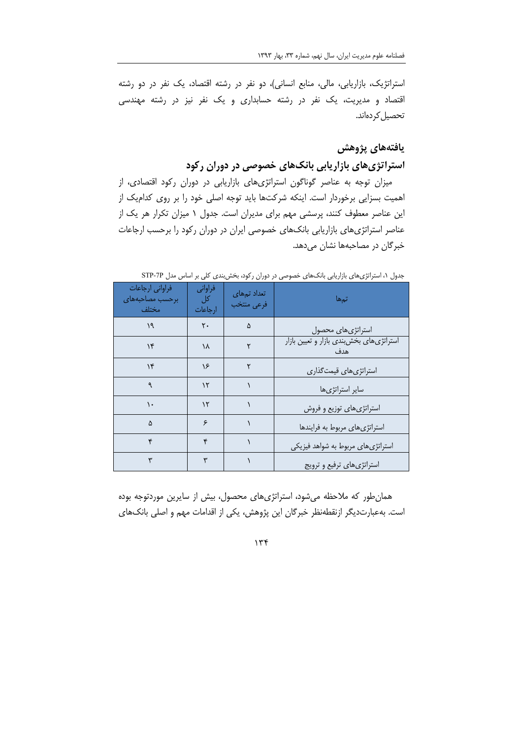استراتژیک، بازاریابی، مالی، منابع انسانی)، دو نفر در رشته اقتصاد، یک نفر در دو رشته اقتصاد و مدیریت، یک نفر در رشته حسابداری و یک نفر نیز در رشته مهندسی تحصیل کرده‌اند.

## یافته‌های پژوهش

### استراتژی‌های بازاریابی بانک‌های خصوصی در دوران رکود

میزان توجه به عناصر گوناگون استراتژی‌های بازاریابی در دوران رکود اقتصادی، از اهمیت بسزایی برخوردار است. اینکه شرکت‌ها باید توجه اصلی خود را بر روی کدام‌یک از این عناصر معطوف کنند، پرسشی مهم برای مدیران است. جدول ۱ میزان تکرار هر یک از عناصر استراتژی‌های بازاریابی بانک‌های خصوصی ایران در دوران رکود را برحسب ارجاعات خبرگان در مصاحبه‌ها نشان می‌دهد.

جدول ۱، استراتژی‌های بازاریابی بانک‌های خصوصی در دوران رکود، بخش‌بندی کلی بر اساس مدل STP-7P

| تم‌ها | تعداد تم‌های فرعی منتخب | فراوانی کل ارجاعات | فراوانی ارجاعات برحسب مصاحبه‌های مختلف |
|---|---|---|---|
| استراتژی‌های محصول | ۵ | ۲۰ | ۱۹ |
| استراتژی‌های بخش‌بندی بازار و تعیین بازار هدف | ۲ | ۱۸ | ۱۴ |
| استراتژی‌های قیمت‌گذاری | ۲ | ۱۶ | ۱۴ |
| سایر استراتژی‌ها | ۱ | ۱۲ | ۹ |
| استراتژی‌های توزیع و فروش | ۱ | ۱۲ | ۱۰ |
| استراتژی‌های مربوط به فرایندها | ۱ | ۶ | ۵ |
| استراتژی‌های مربوط به شواهد فیزیکی | ۱ | ۴ | ۴ |
| استراتژی‌های ترفیع و ترویج | ۱ | ۳ | ۳ |

همان‌طور که ملاحظه می‌شود، استراتژی‌های محصول، بیش از سایرین موردتوجه بوده است. به‌عبارت‌دیگر ازنقطه‌نظر خبرگان این پژوهش، یکی از اقدامات مهم و اصلی بانک‌های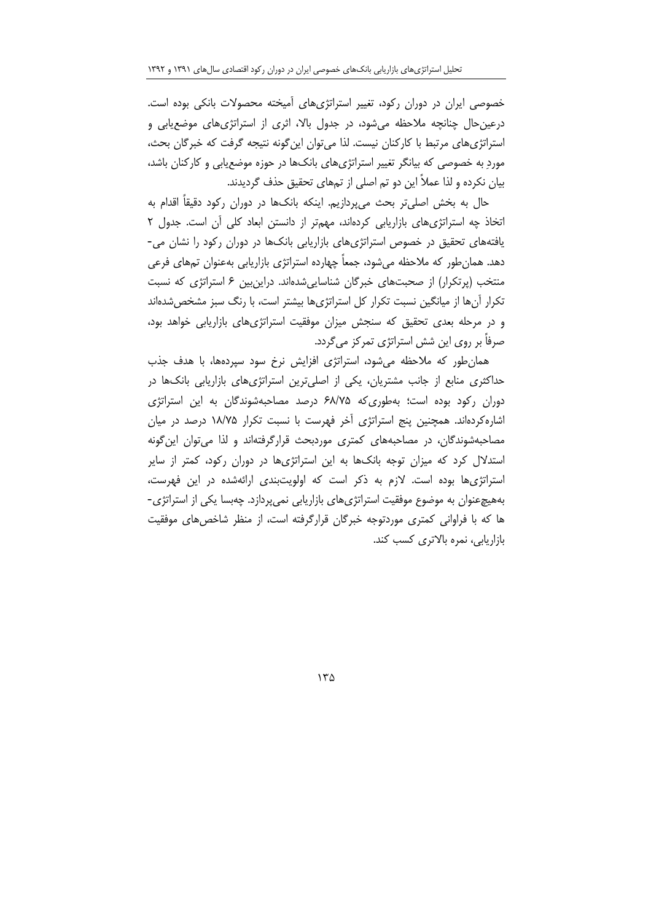خصوصی ایران در دوران رکود، تغییر استراتژی‌های آمیخته محصولات بانکی بوده است. درعین‌حال چنانچه ملاحظه می‌شود، در جدول بالا، اثری از استراتژی‌های موضع‌یابی و استراتژی‌های مرتبط با کارکنان نیست. لذا می‌توان این‌گونه نتیجه گرفت که خبرگان بحث، موردِ به خصوصی که بیانگر تغییر استراتژی‌های بانک‌ها در حوزه موضع‌یابی و کارکنان باشد، بیان نکرده و لذا عملاً این دو تم اصلی از تم‌های تحقیق حذف گردیدند.

حال به بخش اصلی‌تر بحث می‌پردازیم. اینکه بانک‌ها در دوران رکود دقیقاً اقدام به اتخاذ چه استراتژی‌های بازاریابی کرده‌اند، مهم‌تر از دانستن ابعاد کلی آن است. جدول ۲ یافته‌های تحقیق در خصوص استراتژی‌های بازاریابی بانک‌ها در دوران رکود را نشان می‌دهد. همان‌طور که ملاحظه می‌شود، جمعاً چهارده استراتژی بازاریابی به‌عنوان تم‌های فرعی منتخب (پرتکرار) از صحبت‌های خبرگان شناسایی‌شده‌اند. دراین‌بین ۶ استراتژی که نسبت تکرار آن‌ها از میانگین نسبت تکرار کل استراتژی‌ها بیشتر است، با رنگ سبز مشخص‌شده‌اند و در مرحله بعدی تحقیق که سنجش میزان موفقیت استراتژی‌های بازاریابی خواهد بود، صرفاً بر روی این شش استراتژی تمرکز می‌گردد.

همان‌طور که ملاحظه می‌شود، استراتژی افزایش نرخ سود سپرده‌ها، با هدف جذب حداکثری منابع از جانب مشتریان، یکی از اصلی‌ترین استراتژی‌های بازاریابی بانک‌ها در دوران رکود بوده است؛ به‌طوری‌که ۶۸/۷۵ درصد مصاحبه‌شوندگان به این استراتژی اشاره‌کرده‌اند. همچنین پنج استراتژی آخر فهرست با نسبت تکرار ۱۸/۷۵ درصد در میان مصاحبه‌شوندگان، در مصاحبه‌های کمتری موردبحث قرارگرفته‌اند و لذا می‌توان این‌گونه استدلال کرد که میزان توجه بانک‌ها به این استراتژی‌ها در دوران رکود، کمتر از سایر استراتژی‌ها بوده است. لازم به ذکر است که اولویت‌بندی ارائه‌شده در این فهرست، به‌هیچ‌عنوان به موضوع موفقیت استراتژی‌های بازاریابی نمی‌پردازد. چه‌بسا یکی از استراتژی‌ها که با فراوانی کمتری موردتوجه خبرگان قرارگرفته است، از منظر شاخص‌های موفقیت بازاریابی، نمره بالاتری کسب کند.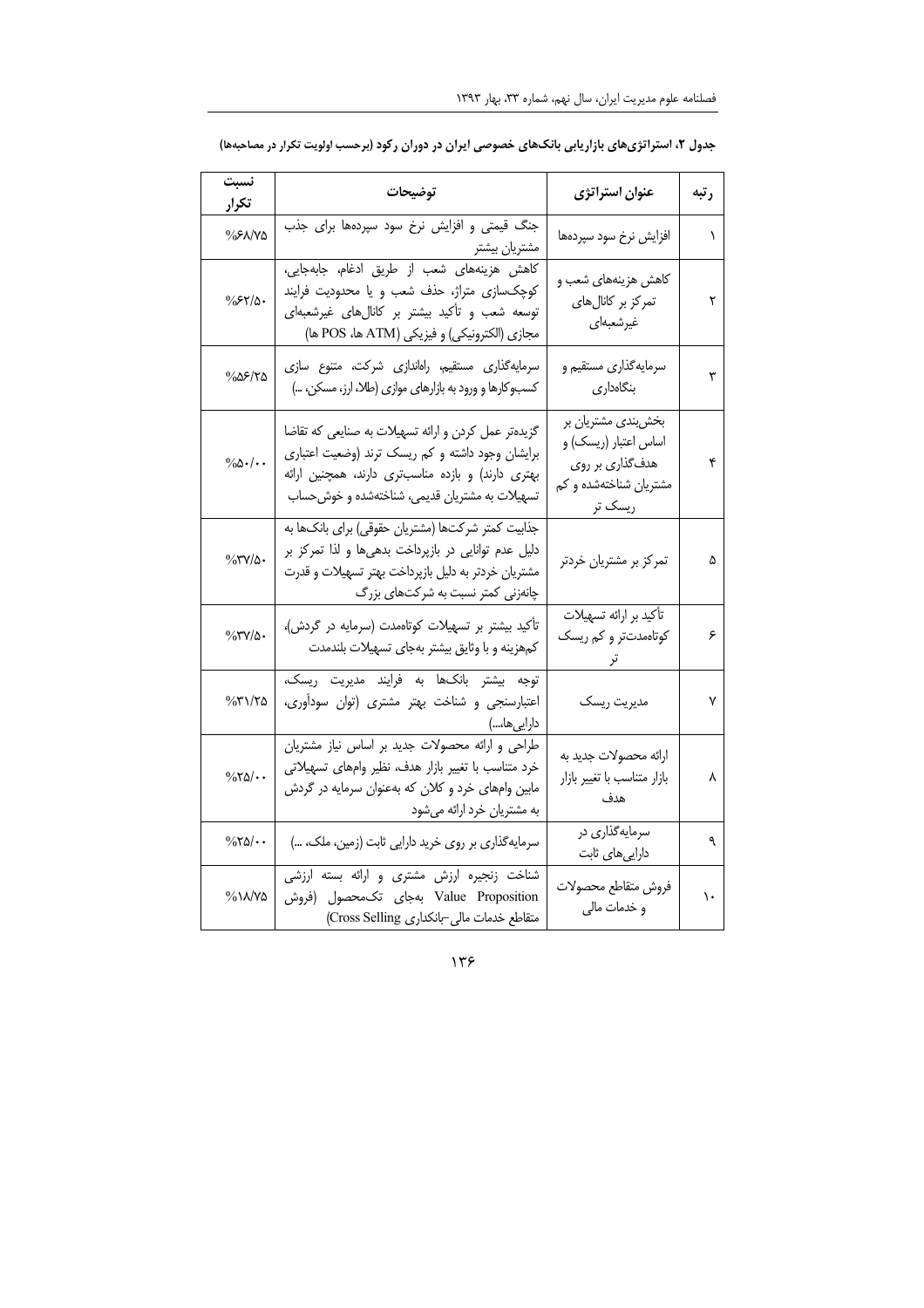**جدول ۲، استراتژی‌های بازاریابی بانک‌های خصوصی ایران در دوران رکود (برحسب اولویت تکرار در مصاحبه‌ها)**

| رتبه | عنوان استراتژی | توضیحات | نسبت تکرار |
| --- | --- | --- | --- |
| ۱ | افزایش نرخ سود سپرده‌ها | جنگ قیمتی و افزایش نرخ سود سپرده‌ها برای جذب مشتریان بیشتر | %۶۸/۷۵ |
| ۲ | کاهش هزینه‌های شعب و تمرکز بر کانال‌های غیرشعبه‌ای | کاهش هزینه‌های شعب از طریق ادغام، جابه‌جایی، کوچک‌سازی متراژ، حذف شعب و یا محدودیت فرایند توسعه شعب و تأکید بیشتر بر کانال‌های غیرشعبه‌ای مجازی (الکترونیکی) و فیزیکی (ATM ها، POS ها) | %۶۲/۵۰ |
| ۳ | سرمایه‌گذاری مستقیم و بنگاه‌داری | سرمایه‌گذاری مستقیم، راه‌اندازی شرکت، متنوع سازی کسب‌وکارها و ورود به بازارهای موازی (طلا، ارز، مسکن، ...) | %۵۶/۲۵ |
| ۴ | بخش‌بندی مشتریان بر اساس اعتبار (ریسک) و هدف‌گذاری بر روی مشتریان شناخته‌شده و کم ریسک تر | گزیده‌تر عمل کردن و ارائه تسهیلات به صنایعی که تقاضا برایشان وجود داشته و کم ریسک ترند (وضعیت اعتباری بهتری دارند) و بازده مناسب‌تری دارند، همچنین ارائه تسهیلات به مشتریان قدیمی، شناخته‌شده و خوش‌حساب | %۵۰/۰۰ |
| ۵ | تمرکز بر مشتریان خردتر | جذابیت کمتر شرکت‌ها (مشتریان حقوقی) برای بانک‌ها به دلیل عدم توانایی در بازپرداخت بدهی‌ها و لذا تمرکز بر مشتریان خردتر به دلیل بازپرداخت بهتر تسهیلات و قدرت چانه‌زنی کمتر نسبت به شرکت‌های بزرگ | %۳۷/۵۰ |
| ۶ | تأکید بر ارائه تسهیلات کوتاه‌مدت‌تر و کم ریسک تر | تأکید بیشتر بر تسهیلات کوتاه‌مدت (سرمایه در گردش)، کم‌هزینه و با وثایق بیشتر به‌جای تسهیلات بلندمدت | %۳۷/۵۰ |
| ۷ | مدیریت ریسک | توجه بیشتر بانک‌ها به فرایند مدیریت ریسک، اعتبارسنجی و شناخت بهتر مشتری (توان سودآوری، دارایی‌ها،...) | %۳۱/۲۵ |
| ۸ | ارائه محصولات جدید به بازار متناسب با تغییر بازار هدف | طراحی و ارائه محصولات جدید بر اساس نیاز مشتریان خرد متناسب با تغییر بازار هدف، نظیر وام‌های تسهیلاتی مابین وام‌های خرد و کلان که به‌عنوان سرمایه در گردش به مشتریان خرد ارائه می‌شود | %۲۵/۰۰ |
| ۹ | سرمایه‌گذاری در دارایی‌های ثابت | سرمایه‌گذاری بر روی خرید دارایی ثابت (زمین، ملک، ...) | %۲۵/۰۰ |
| ۱۰ | فروش متقاطع محصولات و خدمات مالی | شناخت زنجیره ارزش مشتری و ارائه بسته ارزشی Value Proposition به‌جای تک‌محصول (فروش متقاطع خدمات مالی-بانکداری Cross Selling) | %۱۸/۷۵ |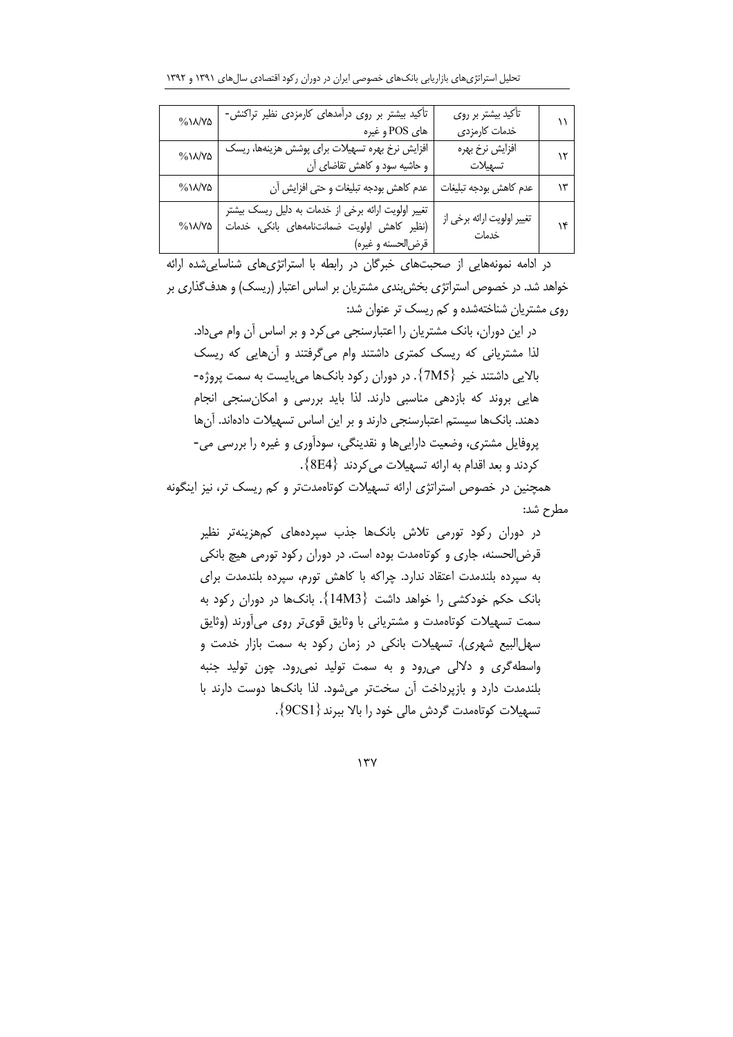| ۱۱ | تأکید بیشتر بر روی خدمات کارمزدی | تأکید بیشتر بر روی درآمدهای کارمزدی نظیر تراکنش-های POS و غیره | %۱۸/۷۵ |
|---|---|---|---|
| ۱۲ | افزایش نرخ بهره تسهیلات | افزایش نرخ بهره تسهیلات برای پوشش هزینه‌ها، ریسک و حاشیه سود و کاهش تقاضای آن | %۱۸/۷۵ |
| ۱۳ | عدم کاهش بودجه تبلیغات | عدم کاهش بودجه تبلیغات و حتی افزایش آن | %۱۸/۷۵ |
| ۱۴ | تغییر اولویت ارائه برخی از خدمات | تغییر اولویت ارائه برخی از خدمات به دلیل ریسک بیشتر (نظیر کاهش اولویت ضمانت‌نامه‌های بانکی، خدمات قرض‌الحسنه و غیره) | %۱۸/۷۵ |

در ادامه نمونه‌هایی از صحبت‌های خبرگان در رابطه با استراتژی‌های شناسایی‌شده ارائه خواهد شد. در خصوص استراتژی بخش‌بندی مشتریان بر اساس اعتبار (ریسک) و هدف‌گذاری بر روی مشتریان شناخته‌شده و کم ریسک تر عنوان شد:

> در این دوران، بانک مشتریان را اعتبارسنجی می‌کرد و بر اساس آن وام می‌داد. لذا مشتریانی که ریسک کمتری داشتند وام می‌گرفتند و آن‌هایی که ریسک بالایی داشتند خیر {7M5}. در دوران رکود بانک‌ها می‌بایست به سمت پروژه-هایی بروند که بازدهی مناسبی دارند. لذا باید بررسی و امکان‌سنجی انجام دهند. بانک‌ها سیستم اعتبارسنجی دارند و بر این اساس تسهیلات داده‌اند. آن‌ها پروفایل مشتری، وضعیت دارایی‌ها و نقدینگی، سودآوری و غیره را بررسی می-کردند و بعد اقدام به ارائه تسهیلات می‌کردند {8E4}.

همچنین در خصوص استراتژی ارائه تسهیلات کوتاه‌مدت‌تر و کم ریسک تر، نیز اینگونه مطرح شد:

> در دوران رکود تورمی تلاش بانک‌ها جذب سپرده‌های کم‌هزینه‌تر نظیر قرض‌الحسنه، جاری و کوتاه‌مدت بوده است. در دوران رکود تورمی هیچ بانکی به سپرده بلندمدت اعتقاد ندارد. چراکه با کاهش تورم، سپرده بلندمدت برای بانک حکم خودکشی را خواهد داشت {14M3}. بانک‌ها در دوران رکود به سمت تسهیلات کوتاه‌مدت و مشتریانی با وثایق قوی‌تر روی می‌آورند (وثایق سهل‌البیع شهری). تسهیلات بانکی در زمان رکود به سمت بازار خدمت و واسطه‌گری و دلالی می‌رود و به سمت تولید نمی‌رود. چون تولید جنبه بلندمدت دارد و بازپرداخت آن سخت‌تر می‌شود. لذا بانک‌ها دوست دارند با تسهیلات کوتاه‌مدت گردش مالی خود را بالا ببرند {9CS1}.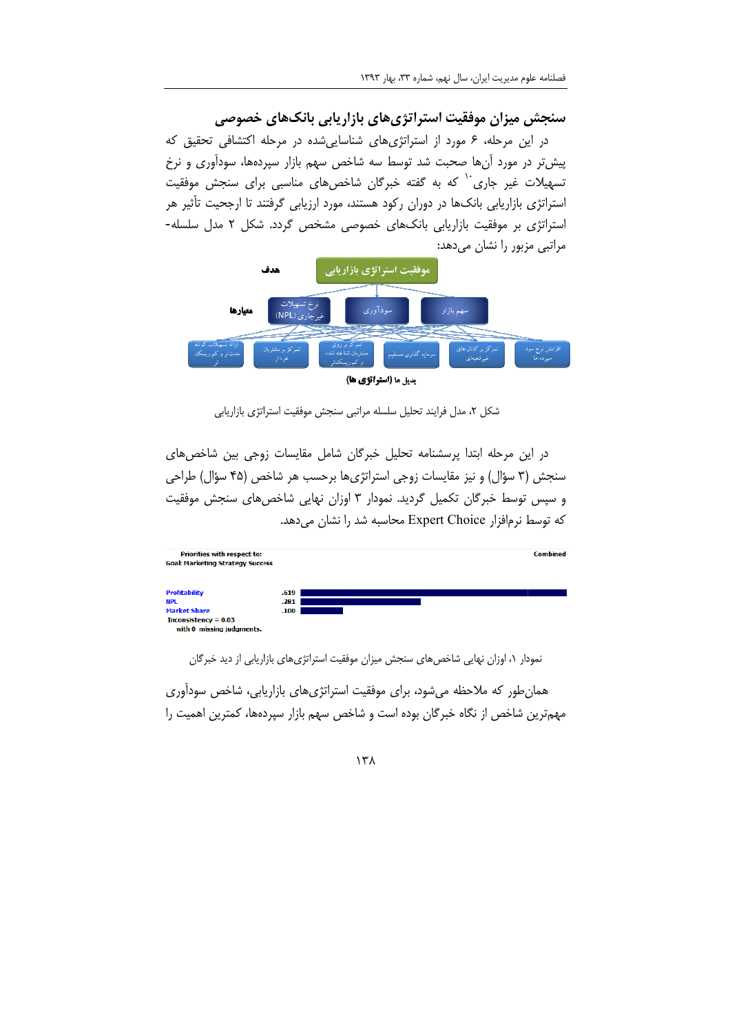## سنجش میزان موفقیت استراتژی‌های بازاریابی بانک‌های خصوصی

در این مرحله، ۶ مورد از استراتژی‌های شناسایی‌شده در مرحله اکتشافی تحقیق که پیش‌تر در مورد آن‌ها صحبت شد توسط سه شاخص سهم بازار سپرده‌ها، سودآوری و نرخ تسهیلات غیر جاری[10] که به گفته خبرگان شاخص‌های مناسبی برای سنجش موفقیت استراتژی بازاریابی بانک‌ها در دوران رکود هستند، مورد ارزیابی گرفتند تا ارجحیت تأثیر هر استراتژی بر موفقیت بازاریابی بانک‌های خصوصی مشخص گردد. شکل ۲ مدل سلسله-مراتبی مزبور را نشان می‌دهد:

هدف: موفقیت استراتژی بازاریابی

معیارها: سهم بازار – سودآوری – نرخ تسهیلات غیرجاری (NPL)

بدیل ها (استراتژی ها): افزایش نرخ سود سپرده ها – تمرکز بر کانال های غیرشعبه‌ای – سرمایه گذاری مستقیم – تمرکز روی مشتریان شناخته شده و کم‌ریسک‌تر – تمرکز بر مشتریان خرد‌تر – ارائه تسهیلات کوتاه مدت‌تر و کم ریسک‌تر

شکل ۲، مدل فرایند تحلیل سلسله مراتبی سنجش موفقیت استراتژی بازاریابی

در این مرحله ابتدا پرسشنامه تحلیل خبرگان شامل مقایسات زوجی بین شاخص‌های سنجش (۳ سؤال) و نیز مقایسات زوجی استراتژی‌ها برحسب هر شاخص (۴۵ سؤال) طراحی و سپس توسط خبرگان تکمیل گردید. نمودار ۳ اوزان نهایی شاخص‌های سنجش موفقیت که توسط نرم‌افزار Expert Choice محاسبه شد را نشان می‌دهد.

Priorities with respect to:
Goal: Marketing Strategy Success

Combined

| Criterion | Weight |
|---|---|
| Profitability | .619 |
| NPL | .281 |
| Market Share | .100 |

Inconsistency = 0.03
with 0 missing judgments.

نمودار ۱، اوزان نهایی شاخص‌های سنجش میزان موفقیت استراتژی‌های بازاریابی از دید خبرگان

همان‌طور که ملاحظه می‌شود، برای موفقیت استراتژی‌های بازاریابی، شاخص سودآوری مهم‌ترین شاخص از نگاه خبرگان بوده است و شاخص سهم بازار سپرده‌ها، کمترین اهمیت را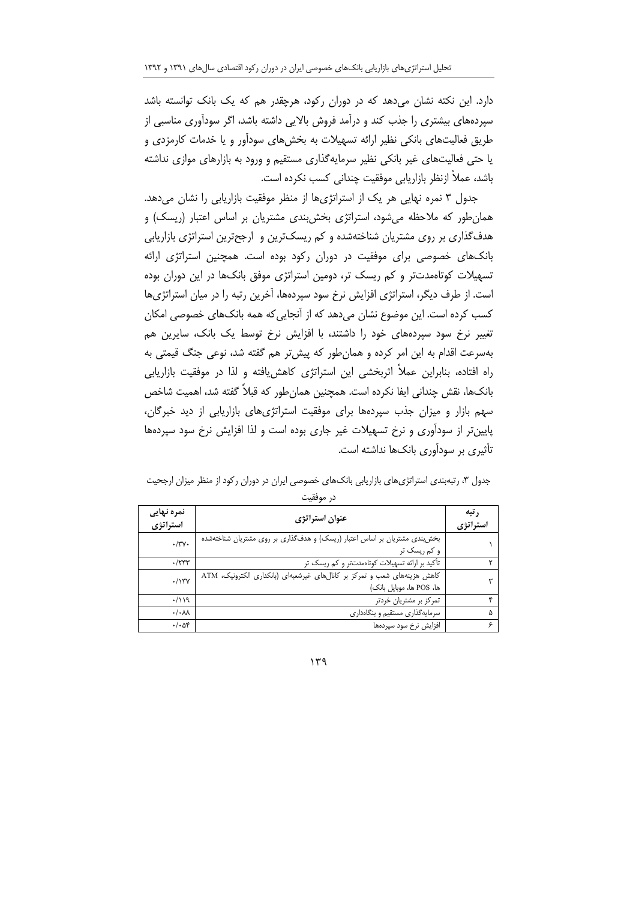دارد. این نکته نشان می‌دهد که در دوران رکود، هرچقدر هم که یک بانک توانسته باشد سپرده‌های بیشتری را جذب کند و درآمد فروش بالایی داشته باشد، اگر سودآوری مناسبی از طریق فعالیت‌های بانکی نظیر ارائه تسهیلات به بخش‌های سودآور و یا خدمات کارمزدی و یا حتی فعالیت‌های غیر بانکی نظیر سرمایه‌گذاری مستقیم و ورود به بازارهای موازی نداشته باشد، عملاً ازنظر بازاریابی موفقیت چندانی کسب نکرده است.

جدول ۳ نمره نهایی هر یک از استراتژی‌ها از منظر موفقیت بازاریابی را نشان می‌دهد. همان‌طور که ملاحظه می‌شود، استراتژی بخش‌بندی مشتریان بر اساس اعتبار (ریسک) و هدف‌گذاری بر روی مشتریان شناخته‌شده و کم ریسک‌ترین و ارجح‌ترین استراتژی بازاریابی بانک‌های خصوصی برای موفقیت در دوران رکود بوده است. همچنین استراتژی ارائه تسهیلات کوتاه‌مدت‌تر و کم ریسک تر، دومین استراتژی موفق بانک‌ها در این دوران بوده است. از طرف دیگر، استراتژی افزایش نرخ سود سپرده‌ها، آخرین رتبه را در میان استراتژی‌ها کسب کرده است. این موضوع نشان می‌دهد که از آنجایی‌که همه بانک‌های خصوصی امکان تغییر نرخ سود سپرده‌های خود را داشتند، با افزایش نرخ توسط یک بانک، سایرین هم به‌سرعت اقدام به این امر کرده و همان‌طور که پیش‌تر هم گفته شد، نوعی جنگ قیمتی به راه افتاده، بنابراین عملاً اثربخشی این استراتژی کاهش‌یافته و لذا در موفقیت بازاریابی بانک‌ها، نقش چندانی ایفا نکرده است. همچنین همان‌طور که قبلاً گفته شد، اهمیت شاخص سهم بازار و میزان جذب سپرده‌ها برای موفقیت استراتژی‌های بازاریابی از دید خبرگان، پایین‌تر از سودآوری و نرخ تسهیلات غیر جاری بوده است و لذا افزایش نرخ سود سپرده‌ها تأثیری بر سودآوری بانک‌ها نداشته است.

جدول ۳، رتبه‌بندی استراتژی‌های بازاریابی بانک‌های خصوصی ایران در دوران رکود از منظر میزان ارجحیت در موفقیت

| رتبه استراتژی | عنوان استراتژی | نمره نهایی استراتژی |
| --- | --- | --- |
| ۱ | بخش‌بندی مشتریان بر اساس اعتبار (ریسک) و هدف‌گذاری بر روی مشتریان شناخته‌شده و کم ریسک تر | ۰/۳۷۰ |
| ۲ | تأکید بر ارائه تسهیلات کوتاه‌مدت‌تر و کم ریسک تر | ۰/۲۳۳ |
| ۳ | کاهش هزینه‌های شعب و تمرکز بر کانال‌های غیرشعبه‌ای (بانکداری الکترونیک، ATM ها، POS ها، موبایل بانک) | ۰/۱۳۷ |
| ۴ | تمرکز بر مشتریان خردتر | ۰/۱۱۹ |
| ۵ | سرمایه‌گذاری مستقیم و بنگاه‌داری | ۰/۰۸۸ |
| ۶ | افزایش نرخ سود سپرده‌ها | ۰/۰۵۴ |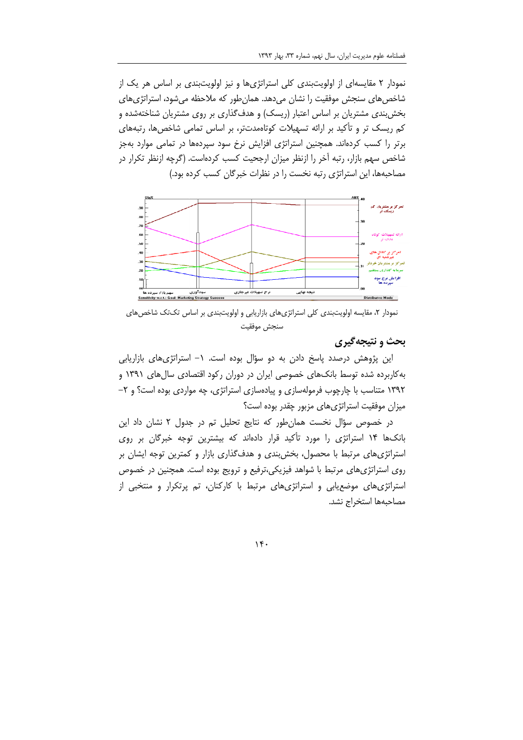نمودار ۲ مقایسه‌ای از اولویت‌بندی کلی استراتژی‌ها و نیز اولویت‌بندی بر اساس هر یک از شاخص‌های سنجش موفقیت را نشان می‌دهد. همان‌طور که ملاحظه می‌شود، استراتژی‌های بخش‌بندی مشتریان بر اساس اعتبار (ریسک) و هدف‌گذاری بر روی مشتریان شناخته‌شده و کم ریسک تر و تأکید بر ارائه تسهیلات کوتاه‌مدت‌تر، بر اساس تمامی شاخص‌ها، رتبه‌های برتر را کسب کرده‌اند. همچنین استراتژی افزایش نرخ سود سپرده‌ها در تمامی موارد به‌جز شاخص سهم بازار، رتبه آخر را ازنظر میزان ارجحیت کسب کرده‌است. (گرچه ازنظر تکرار در مصاحبه‌ها، این استراتژی رتبه نخست را در نظرات خبرگان کسب کرده بود.)

نمودار ۲، مقایسه اولویت‌بندی کلی استراتژی‌های بازاریابی و اولویت‌بندی بر اساس تک‌تک شاخص‌های سنجش موفقیت

## بحث و نتیجه‌گیری

این پژوهش درصدد پاسخ دادن به دو سؤال بوده است. ۱- استراتژی‌های بازاریابی به‌کاربرده شده توسط بانک‌های خصوصی ایران در دوران رکود اقتصادی سال‌های ۱۳۹۱ و ۱۳۹۲ متناسب با چارچوب فرموله‌سازی و پیاده‌سازی استراتژی، چه مواردی بوده است؟ و ۲- میزان موفقیت استراتژی‌های مزبور چقدر بوده است؟

در خصوص سؤال نخست همان‌طور که نتایج تحلیل تم در جدول ۲ نشان داد این بانک‌ها ۱۴ استراتژی را مورد تأکید قرار داده‌اند که بیشترین توجه خبرگان بر روی استراتژی‌های مرتبط با محصول، بخش‌بندی و هدف‌گذاری بازار و کمترین توجه ایشان بر روی استراتژی‌های مرتبط با شواهد فیزیکی،ترفیع و ترویج بوده است. همچنین در خصوص استراتژی‌های موضع‌یابی و استراتژی‌های مرتبط با کارکنان، تم پرتکرار و منتخبی از مصاحبه‌ها استخراج نشد.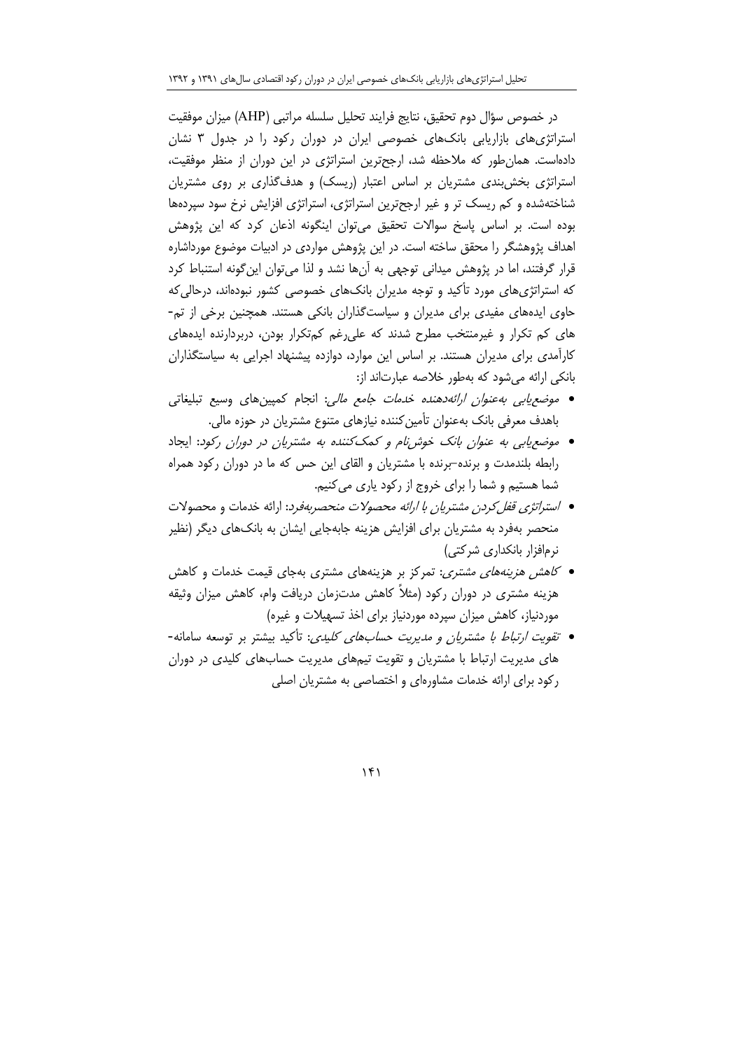در خصوص سؤال دوم تحقیق، نتایج فرایند تحلیل سلسله مراتبی (AHP) میزان موفقیت استراتژی‌های بازاریابی بانک‌های خصوصی ایران در دوران رکود را در جدول ۳ نشان داده‌است. همان‌طور که ملاحظه شد، ارجح‌ترین استراتژی در این دوران از منظر موفقیت، استراتژی بخش‌بندی مشتریان بر اساس اعتبار (ریسک) و هدف‌گذاری بر روی مشتریان شناخته‌شده و کم ریسک تر و غیر ارجح‌ترین استراتژی، استراتژی افزایش نرخ سود سپرده‌ها بوده است. بر اساس پاسخ سوالات تحقیق می‌توان اینگونه اذعان کرد که این پژوهش اهداف پژوهشگر را محقق ساخته است. در این پژوهش مواردی در ادبیات موضوع مورداشاره قرار گرفتند، اما در پژوهش میدانی توجهی به آن‌ها نشد و لذا می‌توان این‌گونه استنباط کرد که استراتژی‌های مورد تأکید و توجه مدیران بانک‌های خصوصی کشور نبوده‌اند، درحالی‌که حاوی ایده‌های مفیدی برای مدیران و سیاست‌گذاران بانکی هستند. همچنین برخی از تم-های کم تکرار و غیرمنتخب مطرح شدند که علی‌رغم کم‌تکرار بودن، دربردارنده ایده‌های کارآمدی برای مدیران هستند. بر اساس این موارد، دوازده پیشنهاد اجرایی به سیاستگذاران بانکی ارائه می‌شود که به‌طور خلاصه عبارت‌اند از:

- *موضع‌یابی به‌عنوان ارائه‌دهنده خدمات جامع مالی*: انجام کمپین‌های وسیع تبلیغاتی باهدف معرفی بانک به‌عنوان تأمین‌کننده نیازهای متنوع مشتریان در حوزه مالی.
- *موضع‌یابی به عنوان بانک خوش‌نام و کمک‌کننده به مشتریان در دوران رکود*: ایجاد رابطه بلندمدت و برنده–برنده با مشتریان و القای این حس که ما در دوران رکود همراه شما هستیم و شما را برای خروج از رکود یاری می‌کنیم.
- *استراتژی قفل‌کردن مشتریان با ارائه محصولات منحصربه‌فرد*: ارائه خدمات و محصولات منحصر به‌فرد به مشتریان برای افزایش هزینه جابه‌جایی ایشان به بانک‌های دیگر (نظیر نرم‌افزار بانکداری شرکتی)
- *کاهش هزینه‌های مشتری*: تمرکز بر هزینه‌های مشتری به‌جای قیمت خدمات و کاهش هزینه مشتری در دوران رکود (مثلاً کاهش مدت‌زمان دریافت وام، کاهش میزان وثیقه موردنیاز، کاهش میزان سپرده موردنیاز برای اخذ تسهیلات و غیره)
- *تقویت ارتباط با مشتریان و مدیریت حساب‌های کلیدی*: تأکید بیشتر بر توسعه سامانه-های مدیریت ارتباط با مشتریان و تقویت تیم‌های مدیریت حساب‌های کلیدی در دوران رکود برای ارائه خدمات مشاوره‌ای و اختصاصی به مشتریان اصلی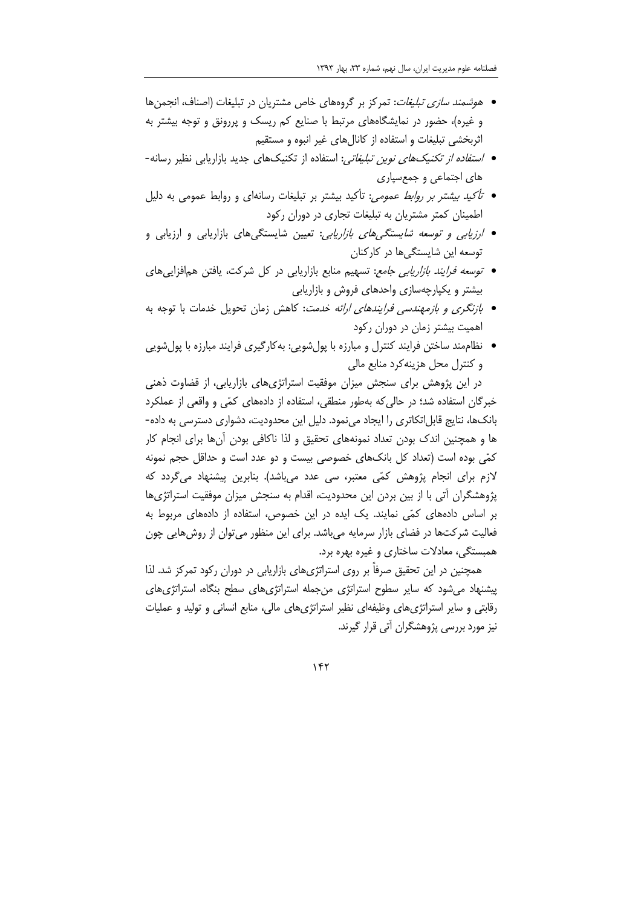- *هوشمند سازی تبلیغات*: تمرکز بر گروه‌های خاص مشتریان در تبلیغات (اصناف، انجمن‌ها و غیره)، حضور در نمایشگاه‌های مرتبط با صنایع کم ریسک و پررونق و توجه بیشتر به اثربخشی تبلیغات و استفاده از کانال‌های غیر انبوه و مستقیم
- *استفاده از تکنیک‌های نوین تبلیغاتی*: استفاده از تکنیک‌های جدید بازاریابی نظیر رسانه-های اجتماعی و جمع‌سپاری
- *تأکید بیشتر بر روابط عمومی*: تأکید بیشتر بر تبلیغات رسانه‌ای و روابط عمومی به دلیل اطمینان کمتر مشتریان به تبلیغات تجاری در دوران رکود
- *ارزیابی و توسعه شایستگی‌های بازاریابی*: تعیین شایستگی‌های بازاریابی و ارزیابی و توسعه این شایستگی‌ها در کارکنان
- *توسعه فرایند بازاریابی جامع*: تسهیم منابع بازاریابی در کل شرکت، یافتن هم‌افزایی‌های بیشتر و یکپارچه‌سازی واحدهای فروش و بازاریابی
- *بازنگری و بازمهندسی فرایندهای ارائه خدمت*: کاهش زمان تحویل خدمات با توجه به اهمیت بیشتر زمان در دوران رکود
- نظام‌مند ساختن فرایند کنترل و مبارزه با پول‌شویی: به‌کارگیری فرایند مبارزه با پول‌شویی و کنترل محل هزینه‌کرد منابع مالی

در این پژوهش برای سنجش میزان موفقیت استراتژی‌های بازاریابی، از قضاوت ذهنی خبرگان استفاده شد؛ در حالی‌که به‌طور منطقی، استفاده از داده‌های کمّی و واقعی از عملکرد بانک‌ها، نتایج قابل‌اتکاتری را ایجاد می‌نمود. دلیل این محدودیت، دشواری دسترسی به داده-ها و همچنین اندک بودن تعداد نمونه‌های تحقیق و لذا ناکافی بودن آن‌ها برای انجام کار کمّی بوده است (تعداد کل بانک‌های خصوصی بیست و دو عدد است و حداقل حجم نمونه لازم برای انجام پژوهش کمّی معتبر، سی عدد می‌باشد). بنابرین پیشنهاد می‌گردد که پژوهشگران آتی با از بین بردن این محدودیت، اقدام به سنجش میزان موفقیت استراتژی‌ها بر اساس داده‌های کمّی نمایند. یک ایده در این خصوص، استفاده از داده‌های مربوط به فعالیت شرکت‌ها در فضای بازار سرمایه می‌باشد. برای این منظور می‌توان از روش‌هایی چون همبستگی، معادلات ساختاری و غیره بهره برد.

همچنین در این تحقیق صرفاً بر روی استراتژی‌های بازاریابی در دوران رکود تمرکز شد. لذا پیشنهاد می‌شود که سایر سطوح استراتژی من‌جمله استراتژی‌های سطح بنگاه، استراتژی‌های رقابتی و سایر استراتژی‌های وظیفه‌ای نظیر استراتژی‌های مالی، منابع انسانی و تولید و عملیات نیز مورد بررسی پژوهشگران آتی قرار گیرند.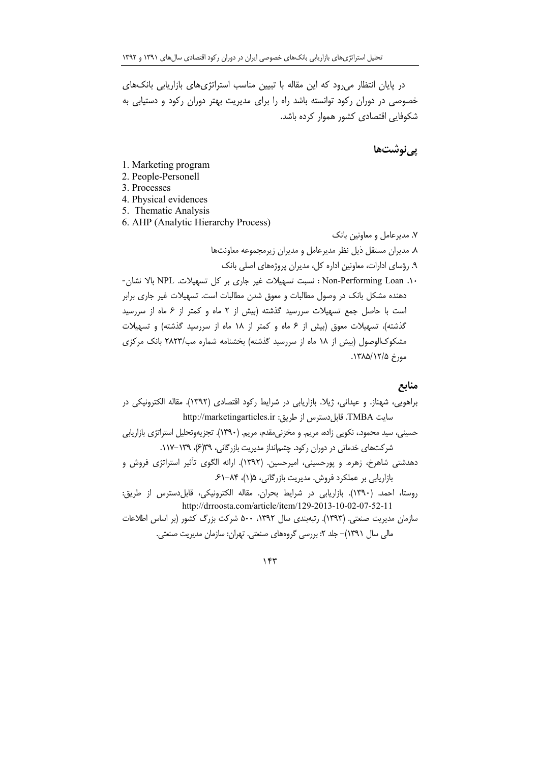در پایان انتظار می‌رود که این مقاله با تبیین مناسب استراتژی‌های بازاریابی بانک‌های خصوصی در دوران رکود توانسته باشد راه را برای مدیریت بهتر دوران رکود و دستیابی به شکوفایی اقتصادی کشور هموار کرده باشد.

## پی‌نوشت‌ها

1. Marketing program
2. People-Personell
3. Processes
4. Physical evidences
5. Thematic Analysis
6. AHP (Analytic Hierarchy Process)

۷. مدیرعامل و معاونین بانک

۸. مدیران مستقل ذیل نظر مدیرعامل و مدیران زیرمجموعه معاونت‌ها

۹. رؤسای ادارات، معاونین اداره کل، مدیران پروژه‌های اصلی بانک

۱۰. Non-Performing Loan : نسبت تسهیلات غیر جاری بر کل تسهیلات. NPL بالا نشان‌دهنده مشکل بانک در وصول مطالبات و معوق شدن مطالبات است. تسهیلات غیر جاری برابر است با حاصل جمع تسهیلات سررسید گذشته (بیش از ۲ ماه و کمتر از ۶ ماه از سررسید گذشته)، تسهیلات معوق (بیش از ۶ ماه و کمتر از ۱۸ ماه از سررسید گذشته) و تسهیلات مشکوک‌الوصول (بیش از ۱۸ ماه از سررسید گذشته) بخشنامه شماره مب/۲۸۲۳ بانک مرکزی مورخ ۱۳۸۵/۱۲/۵.

## منابع

براهویی، شهناز. و عیدانی، ژیلا. بازاریابی در شرایط رکود اقتصادی (۱۳۹۲). مقاله الکترونیکی در سایت TMBA. قابل‌دسترس از طریق: http://marketingarticles.ir

حسینی، سید محمود.، نکویی زاده، مریم. و مخزنی‌مقدم، مریم. (۱۳۹۰). تجزیه‌وتحلیل استراتژی بازاریابی شرکت‌های خدماتی در دوران رکود. چشم‌انداز مدیریت بازرگانی، ۳۹(۶)، ۱۳۹-۱۱۷.

دهدشتی شاهرخ، زهره. و پورحسینی، امیرحسین. (۱۳۹۲). ارائه الگوی تأثیر استراتژی فروش و بازاریابی بر عملکرد فروش. مدیریت بازرگانی، ۵(۱)، ۸۴-۶۱.

روستا، احمد. (۱۳۹۰). بازاریابی در شرایط بحران. مقاله الکترونیکی، قابل‌دسترس از طریق: http://drroosta.com/article/item/129-2013-10-02-07-52-11

سازمان مدیریت صنعتی. (۱۳۹۳). رتبه‌بندی سال ۱۳۹۲، ۵۰۰ شرکت بزرگ کشور (بر اساس اطلاعات مالی سال ۱۳۹۱)- جلد ۲: بررسی گروه‌های صنعتی. تهران: سازمان مدیریت صنعتی.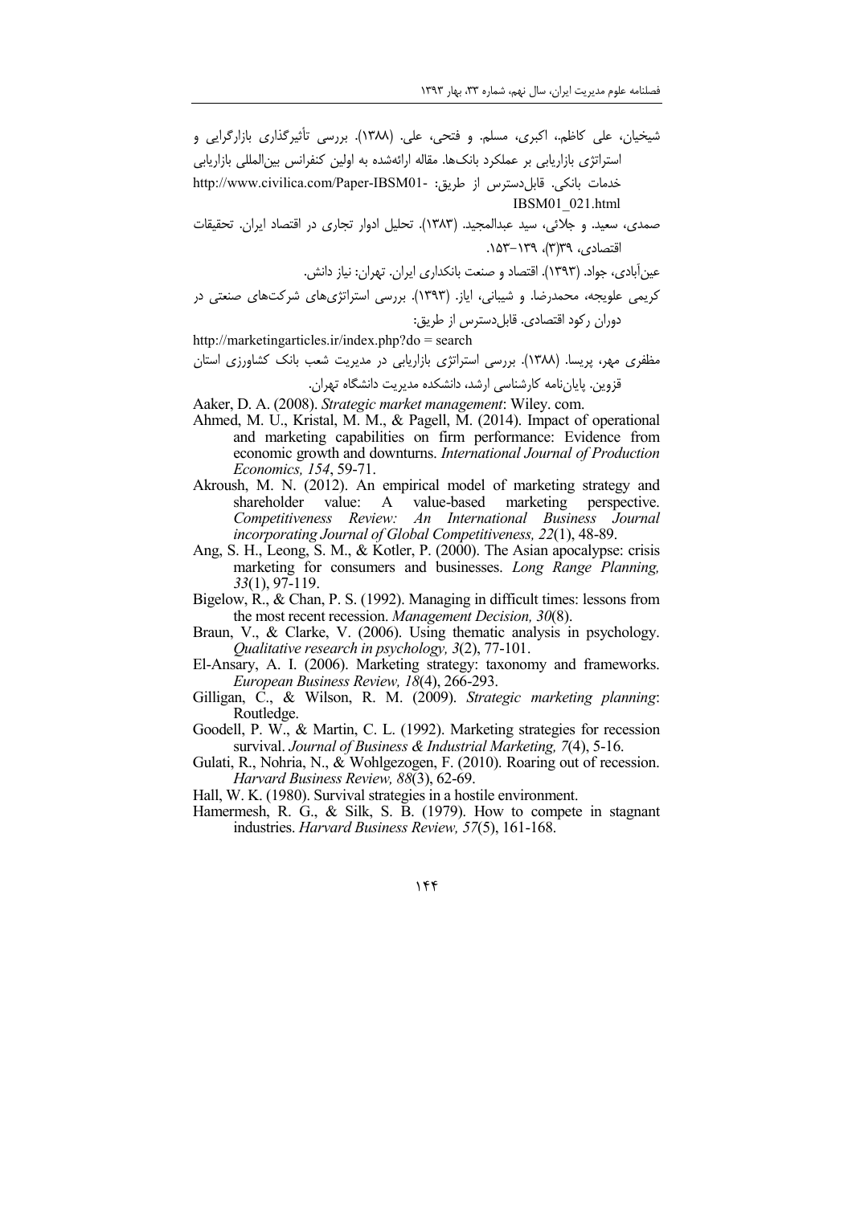شیخیان، علی کاظم،، اکبری، مسلم. و فتحی، علی. (۱۳۸۸). بررسی تأثیرگذاری بازارگرایی و استراتژی بازاریابی بر عملکرد بانک‌ها. مقاله ارائه‌شده به اولین کنفرانس بین‌المللی بازاریابی خدمات بانکی. قابل‌دسترس از طریق: http://www.civilica.com/Paper-IBSM01-IBSM01_021.html

صمدی، سعید. و جلائی، سید عبدالمجید. (۱۳۸۳). تحلیل ادوار تجاری در اقتصاد ایران. تحقیقات اقتصادی، ۳۹(۳)، ۱۳۹-۱۵۳.

عین‌آبادی، جواد. (۱۳۹۳). اقتصاد و صنعت بانکداری ایران. تهران: نیاز دانش.

کریمی علویجه، محمدرضا. و شیبانی، ایاز. (۱۳۹۳). بررسی استراتژی‌های شرکت‌های صنعتی در دوران رکود اقتصادی. قابل‌دسترس از طریق:

http://marketingarticles.ir/index.php?do = search

مظفری مهر، پریسا. (۱۳۸۸). بررسی استراتژی بازاریابی در مدیریت شعب بانک کشاورزی استان قزوین. پایان‌نامه کارشناسی ارشد، دانشکده مدیریت دانشگاه تهران.

Aaker, D. A. (2008). *Strategic market management*: Wiley. com.

Ahmed, M. U., Kristal, M. M., & Pagell, M. (2014). Impact of operational and marketing capabilities on firm performance: Evidence from economic growth and downturns. *International Journal of Production Economics, 154*, 59-71.

Akroush, M. N. (2012). An empirical model of marketing strategy and shareholder value: A value-based marketing perspective. *Competitiveness Review: An International Business Journal incorporating Journal of Global Competitiveness, 22*(1), 48-89.

Ang, S. H., Leong, S. M., & Kotler, P. (2000). The Asian apocalypse: crisis marketing for consumers and businesses. *Long Range Planning, 33*(1), 97-119.

Bigelow, R., & Chan, P. S. (1992). Managing in difficult times: lessons from the most recent recession. *Management Decision, 30*(8).

Braun, V., & Clarke, V. (2006). Using thematic analysis in psychology. *Qualitative research in psychology, 3*(2), 77-101.

El-Ansary, A. I. (2006). Marketing strategy: taxonomy and frameworks. *European Business Review, 18*(4), 266-293.

Gilligan, C., & Wilson, R. M. (2009). *Strategic marketing planning*: Routledge.

Goodell, P. W., & Martin, C. L. (1992). Marketing strategies for recession survival. *Journal of Business & Industrial Marketing, 7*(4), 5-16.

Gulati, R., Nohria, N., & Wohlgezogen, F. (2010). Roaring out of recession. *Harvard Business Review, 88*(3), 62-69.

Hall, W. K. (1980). Survival strategies in a hostile environment.

Hamermesh, R. G., & Silk, S. B. (1979). How to compete in stagnant industries. *Harvard Business Review, 57*(5), 161-168.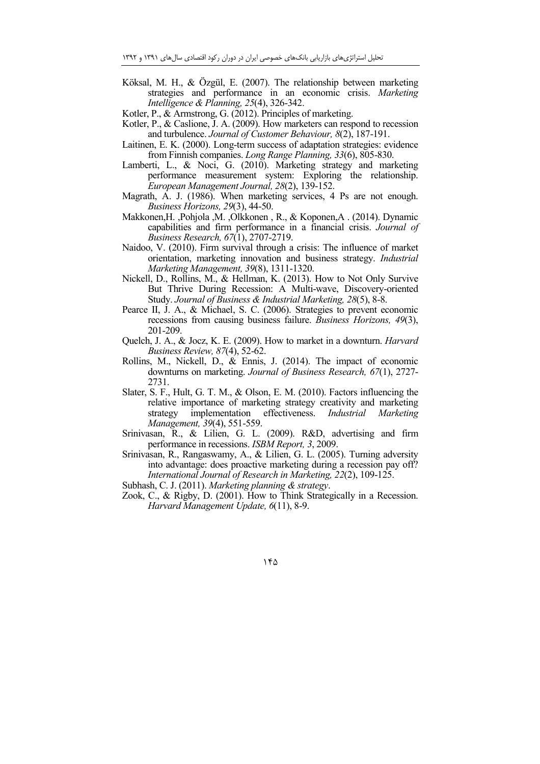Köksal, M. H., & Özgül, E. (2007). The relationship between marketing strategies and performance in an economic crisis. *Marketing Intelligence & Planning, 25*(4), 326-342.

Kotler, P., & Armstrong, G. (2012). Principles of marketing.

Kotler, P., & Caslione, J. A. (2009). How marketers can respond to recession and turbulence. *Journal of Customer Behaviour, 8*(2), 187-191.

Laitinen, E. K. (2000). Long-term success of adaptation strategies: evidence from Finnish companies. *Long Range Planning, 33*(6), 805-830.

Lamberti, L., & Noci, G. (2010). Marketing strategy and marketing performance measurement system: Exploring the relationship. *European Management Journal, 28*(2), 139-152.

Magrath, A. J. (1986). When marketing services, 4 Ps are not enough. *Business Horizons, 29*(3), 44-50.

Makkonen,H. ,Pohjola ,M. ,Olkkonen , R., & Koponen,A . (2014). Dynamic capabilities and firm performance in a financial crisis. *Journal of Business Research, 67*(1), 2707-2719.

Naidoo, V. (2010). Firm survival through a crisis: The influence of market orientation, marketing innovation and business strategy. *Industrial Marketing Management, 39*(8), 1311-1320.

Nickell, D., Rollins, M., & Hellman, K. (2013). How to Not Only Survive But Thrive During Recession: A Multi-wave, Discovery-oriented Study. *Journal of Business & Industrial Marketing, 28*(5), 8-8.

Pearce II, J. A., & Michael, S. C. (2006). Strategies to prevent economic recessions from causing business failure. *Business Horizons, 49*(3), 201-209.

Quelch, J. A., & Jocz, K. E. (2009). How to market in a downturn. *Harvard Business Review, 87*(4), 52-62.

Rollins, M., Nickell, D., & Ennis, J. (2014). The impact of economic downturns on marketing. *Journal of Business Research, 67*(1), 2727-2731.

Slater, S. F., Hult, G. T. M., & Olson, E. M. (2010). Factors influencing the relative importance of marketing strategy creativity and marketing strategy implementation effectiveness. *Industrial Marketing Management, 39*(4), 551-559.

Srinivasan, R., & Lilien, G. L. (2009). R&D, advertising and firm performance in recessions. *ISBM Report, 3*, 2009.

Srinivasan, R., Rangaswamy, A., & Lilien, G. L. (2005). Turning adversity into advantage: does proactive marketing during a recession pay off? *International Journal of Research in Marketing, 22*(2), 109-125.

Subhash, C. J. (2011). *Marketing planning & strategy*.

Zook, C., & Rigby, D. (2001). How to Think Strategically in a Recession. *Harvard Management Update, 6*(11), 8-9.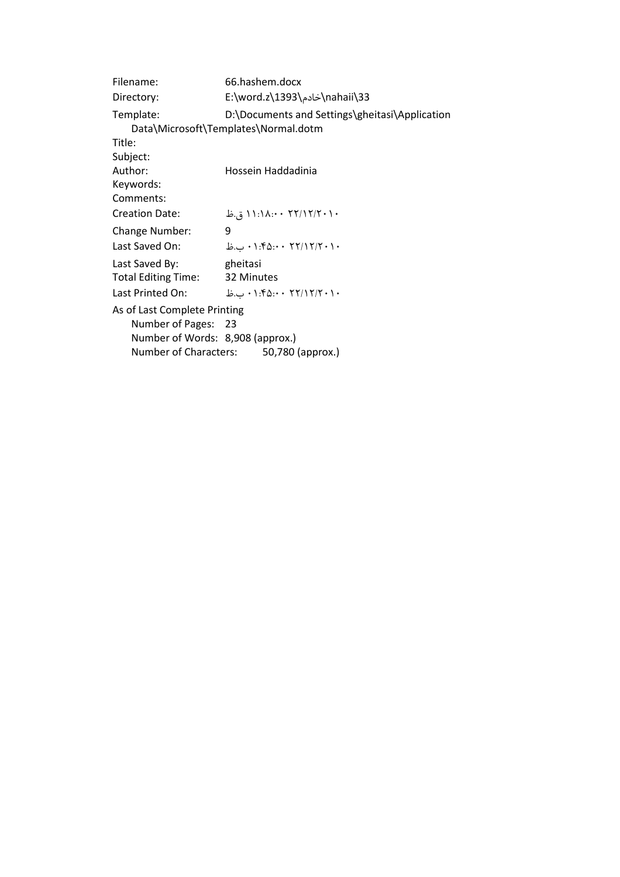Filename: 66.hashem.docx
Directory: E:\word.z\1393\خادم\nahaii\33
Template: D:\Documents and Settings\gheitasi\Application Data\Microsoft\Templates\Normal.dotm
Title:
Subject:
Author: Hossein Haddadinia
Keywords:
Comments:
Creation Date: ۲۲/۱۲/۲۰۱۰ ۱۱:۱۸:۰۰ ق.ظ
Change Number: 9
Last Saved On: ۲۲/۱۲/۲۰۱۰ ۰۱:۴۵:۰۰ ب.ظ
Last Saved By: gheitasi
Total Editing Time: 32 Minutes
Last Printed On: ۲۲/۱۲/۲۰۱۰ ۰۱:۴۵:۰۰ ب.ظ
As of Last Complete Printing
Number of Pages: 23
Number of Words: 8,908 (approx.)
Number of Characters: 50,780 (approx.)